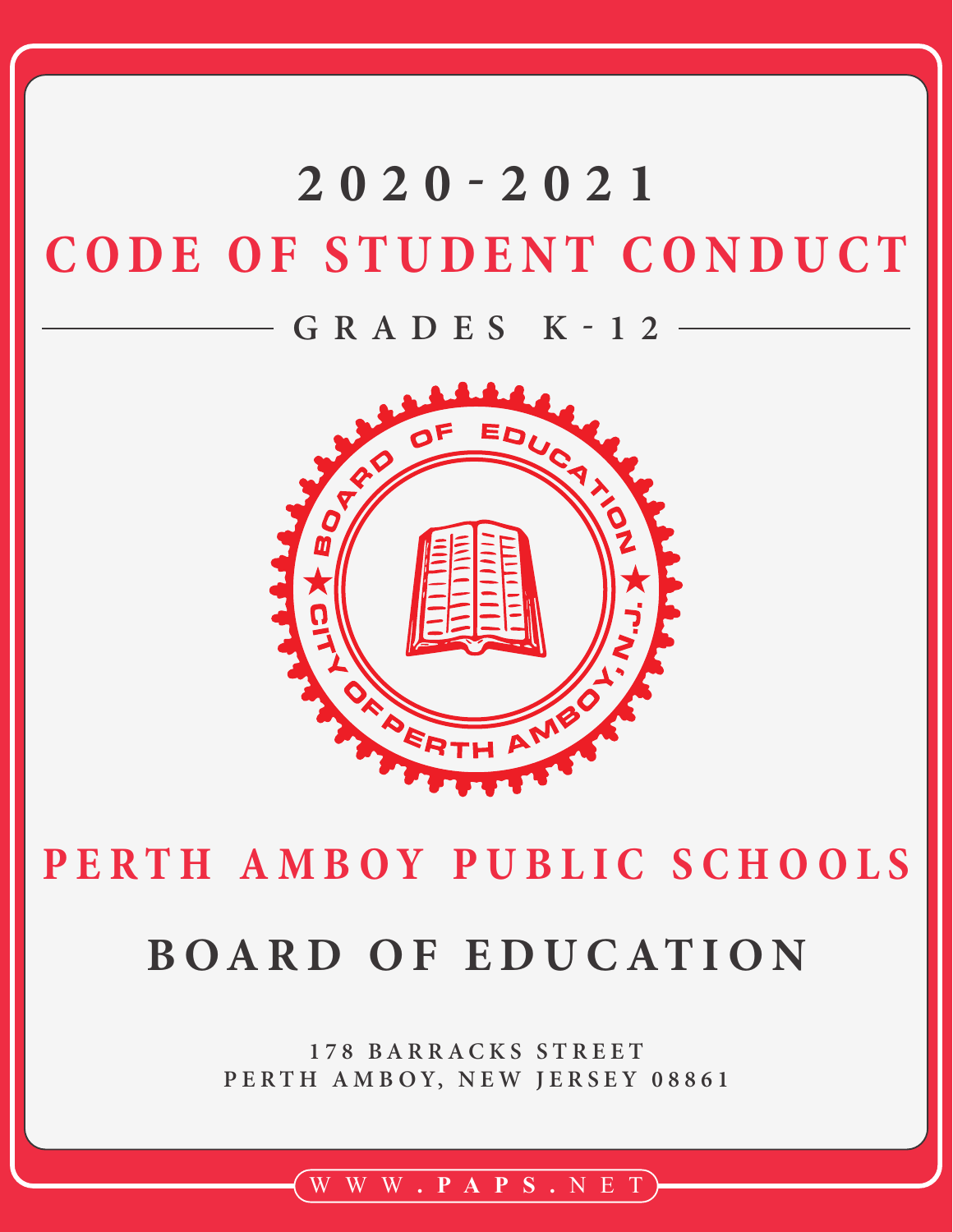# 2020-2021

# CODE OF STUDENT CONDUCT

## GRADES K-12

BOARD OF EDUCATION ★ CITY OF PERTH AMBOY, N.J. ★

# PERTH AMBOY PUBLIC SCHOOLS

# BOARD OF EDUCATION

178 BARRACKS STREET
PERTH AMBOY, NEW JERSEY 08861

WWW.PAPS.NET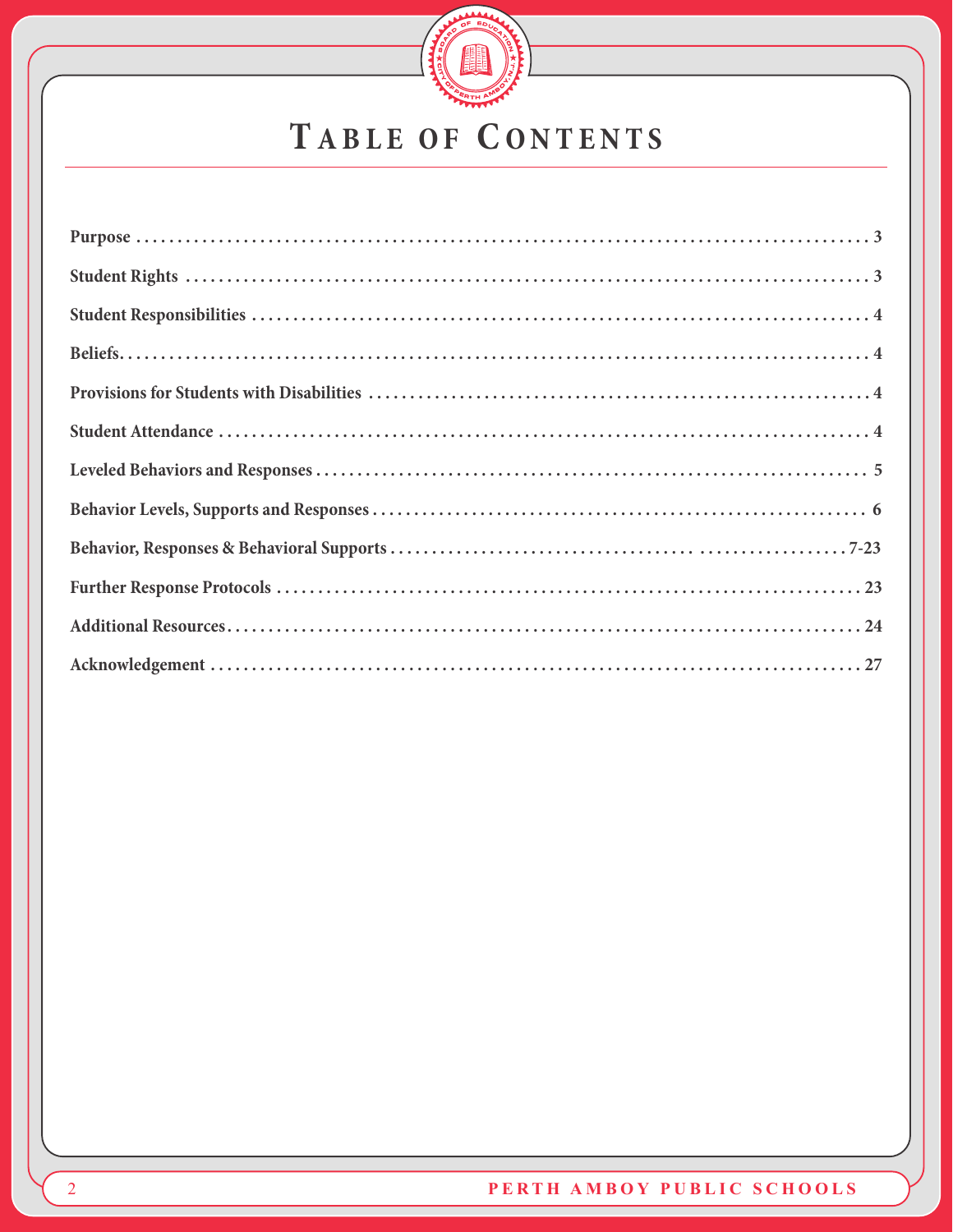# Table of Contents

| Section | Page |
| --- | --- |
| **Purpose** | 3 |
| **Student Rights** | 3 |
| **Student Responsibilities** | 4 |
| **Beliefs** | 4 |
| **Provisions for Students with Disabilities** | 4 |
| **Student Attendance** | 4 |
| **Leveled Behaviors and Responses** | 5 |
| **Behavior Levels, Supports and Responses** | 6 |
| **Behavior, Responses & Behavioral Supports** | 7-23 |
| **Further Response Protocols** | 23 |
| **Additional Resources** | 24 |
| **Acknowledgement** | 27 |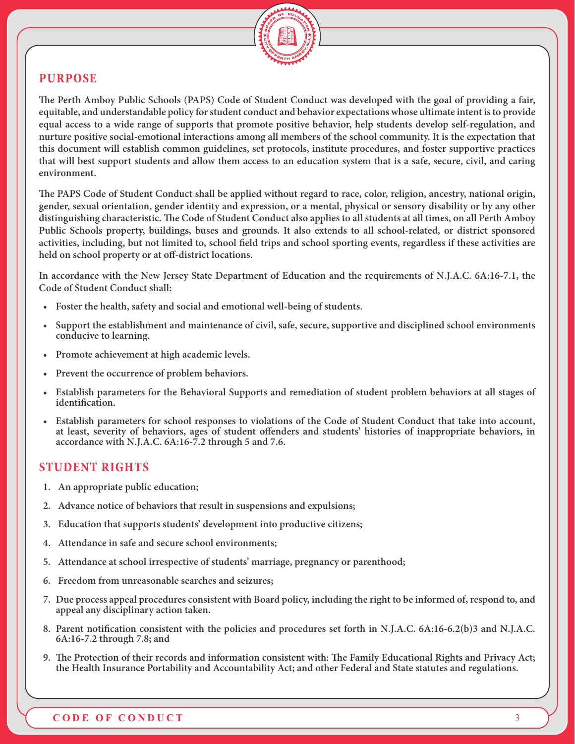## PURPOSE

**The Perth Amboy Public Schools (PAPS) Code of Student Conduct was developed with the goal of providing a fair, equitable, and understandable policy for student conduct and behavior expectations whose ultimate intent is to provide equal access to a wide range of supports that promote positive behavior, help students develop self-regulation, and nurture positive social-emotional interactions among all members of the school community. It is the expectation that this document will establish common guidelines, set protocols, institute procedures, and foster supportive practices that will best support students and allow them access to an education system that is a safe, secure, civil, and caring environment.**

**The PAPS Code of Student Conduct shall be applied without regard to race, color, religion, ancestry, national origin, gender, sexual orientation, gender identity and expression, or a mental, physical or sensory disability or by any other distinguishing characteristic. The Code of Student Conduct also applies to all students at all times, on all Perth Amboy Public Schools property, buildings, buses and grounds. It also extends to all school-related, or district sponsored activities, including, but not limited to, school field trips and school sporting events, regardless if these activities are held on school property or at off-district locations.**

**In accordance with the New Jersey State Department of Education and the requirements of N.J.A.C. 6A:16-7.1, the Code of Student Conduct shall:**

- **Foster the health, safety and social and emotional well-being of students.**
- **Support the establishment and maintenance of civil, safe, secure, supportive and disciplined school environments conducive to learning.**
- **Promote achievement at high academic levels.**
- **Prevent the occurrence of problem behaviors.**
- **Establish parameters for the Behavioral Supports and remediation of student problem behaviors at all stages of identification.**
- **Establish parameters for school responses to violations of the Code of Student Conduct that take into account, at least, severity of behaviors, ages of student offenders and students' histories of inappropriate behaviors, in accordance with N.J.A.C. 6A:16-7.2 through 5 and 7.6.**

## STUDENT RIGHTS

1. **An appropriate public education;**
2. **Advance notice of behaviors that result in suspensions and expulsions;**
3. **Education that supports students' development into productive citizens;**
4. **Attendance in safe and secure school environments;**
5. **Attendance at school irrespective of students' marriage, pregnancy or parenthood;**
6. **Freedom from unreasonable searches and seizures;**
7. **Due process appeal procedures consistent with Board policy, including the right to be informed of, respond to, and appeal any disciplinary action taken.**
8. **Parent notification consistent with the policies and procedures set forth in N.J.A.C. 6A:16-6.2(b)3 and N.J.A.C. 6A:16-7.2 through 7.8; and**
9. **The Protection of their records and information consistent with: The Family Educational Rights and Privacy Act; the Health Insurance Portability and Accountability Act; and other Federal and State statutes and regulations.**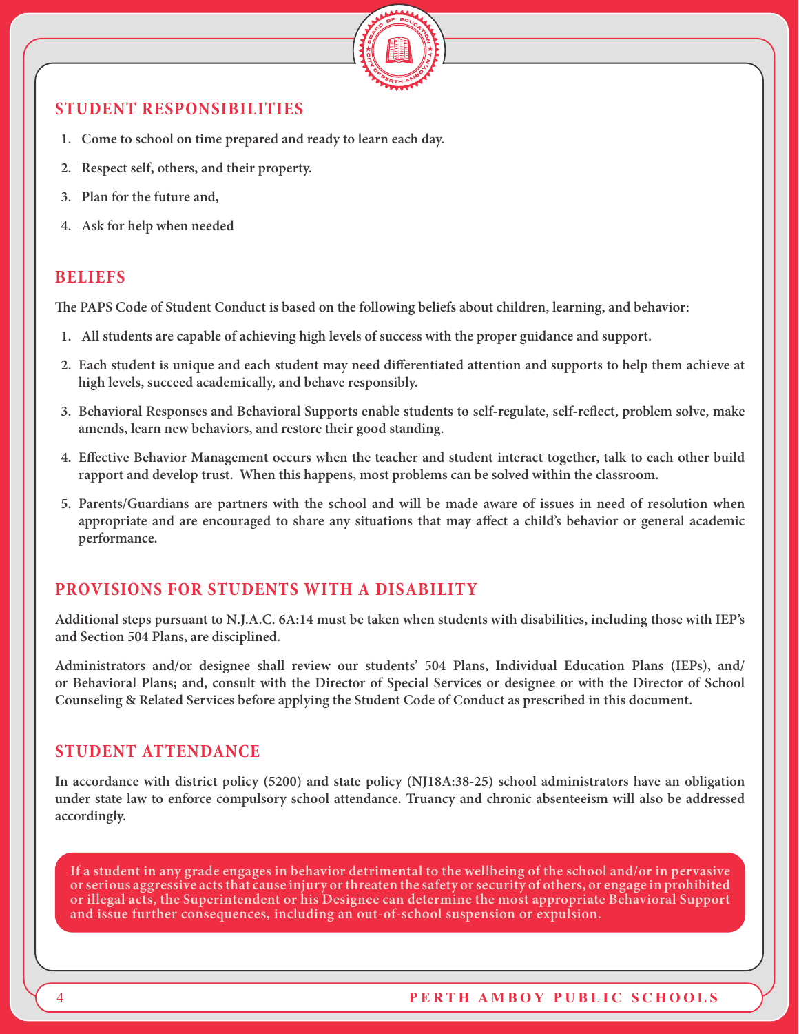## STUDENT RESPONSIBILITIES

1. Come to school on time prepared and ready to learn each day.
2. Respect self, others, and their property.
3. Plan for the future and,
4. Ask for help when needed

## BELIEFS

The PAPS Code of Student Conduct is based on the following beliefs about children, learning, and behavior:

1. All students are capable of achieving high levels of success with the proper guidance and support.
2. Each student is unique and each student may need differentiated attention and supports to help them achieve at high levels, succeed academically, and behave responsibly.
3. Behavioral Responses and Behavioral Supports enable students to self-regulate, self-reflect, problem solve, make amends, learn new behaviors, and restore their good standing.
4. Effective Behavior Management occurs when the teacher and student interact together, talk to each other build rapport and develop trust. When this happens, most problems can be solved within the classroom.
5. Parents/Guardians are partners with the school and will be made aware of issues in need of resolution when appropriate and are encouraged to share any situations that may affect a child's behavior or general academic performance.

## PROVISIONS FOR STUDENTS WITH A DISABILITY

Additional steps pursuant to N.J.A.C. 6A:14 must be taken when students with disabilities, including those with IEP's and Section 504 Plans, are disciplined.

Administrators and/or designee shall review our students' 504 Plans, Individual Education Plans (IEPs), and/or Behavioral Plans; and, consult with the Director of Special Services or designee or with the Director of School Counseling & Related Services before applying the Student Code of Conduct as prescribed in this document.

## STUDENT ATTENDANCE

In accordance with district policy (5200) and state policy (NJ18A:38-25) school administrators have an obligation under state law to enforce compulsory school attendance. Truancy and chronic absenteeism will also be addressed accordingly.

**If a student in any grade engages in behavior detrimental to the wellbeing of the school and/or in pervasive or serious aggressive acts that cause injury or threaten the safety or security of others, or engage in prohibited or illegal acts, the Superintendent or his Designee can determine the most appropriate Behavioral Support and issue further consequences, including an out-of-school suspension or expulsion.**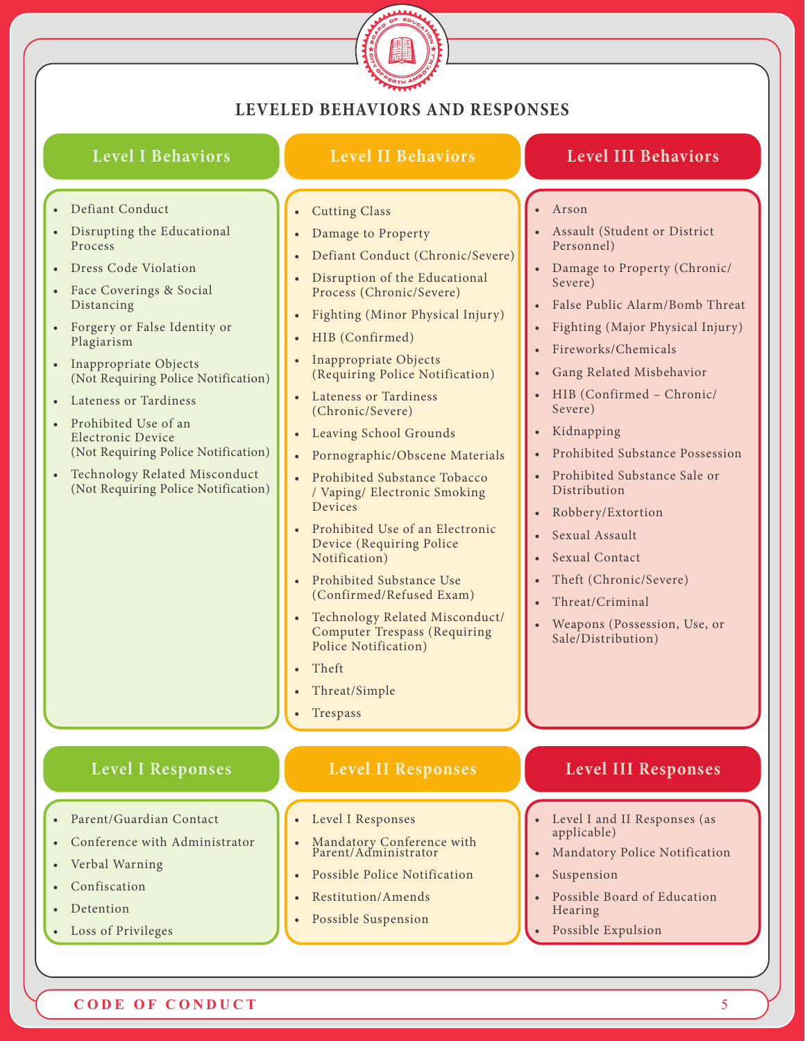# LEVELED BEHAVIORS AND RESPONSES

## Level I Behaviors

- Defiant Conduct
- Disrupting the Educational Process
- Dress Code Violation
- Face Coverings & Social Distancing
- Forgery or False Identity or Plagiarism
- Inappropriate Objects (Not Requiring Police Notification)
- Lateness or Tardiness
- Prohibited Use of an Electronic Device (Not Requiring Police Notification)
- Technology Related Misconduct (Not Requiring Police Notification)

## Level II Behaviors

- Cutting Class
- Damage to Property
- Defiant Conduct (Chronic/Severe)
- Disruption of the Educational Process (Chronic/Severe)
- Fighting (Minor Physical Injury)
- HIB (Confirmed)
- Inappropriate Objects (Requiring Police Notification)
- Lateness or Tardiness (Chronic/Severe)
- Leaving School Grounds
- Pornographic/Obscene Materials
- Prohibited Substance Tobacco / Vaping/ Electronic Smoking Devices
- Prohibited Use of an Electronic Device (Requiring Police Notification)
- Prohibited Substance Use (Confirmed/Refused Exam)
- Technology Related Misconduct/ Computer Trespass (Requiring Police Notification)
- Theft
- Threat/Simple
- Trespass

## Level III Behaviors

- Arson
- Assault (Student or District Personnel)
- Damage to Property (Chronic/ Severe)
- False Public Alarm/Bomb Threat
- Fighting (Major Physical Injury)
- Fireworks/Chemicals
- Gang Related Misbehavior
- HIB (Confirmed – Chronic/ Severe)
- Kidnapping
- Prohibited Substance Possession
- Prohibited Substance Sale or Distribution
- Robbery/Extortion
- Sexual Assault
- Sexual Contact
- Theft (Chronic/Severe)
- Threat/Criminal
- Weapons (Possession, Use, or Sale/Distribution)

## Level I Responses

- Parent/Guardian Contact
- Conference with Administrator
- Verbal Warning
- Confiscation
- Detention
- Loss of Privileges

## Level II Responses

- Level I Responses
- Mandatory Conference with Parent/Administrator
- Possible Police Notification
- Restitution/Amends
- Possible Suspension

## Level III Responses

- Level I and II Responses (as applicable)
- Mandatory Police Notification
- Suspension
- Possible Board of Education Hearing
- Possible Expulsion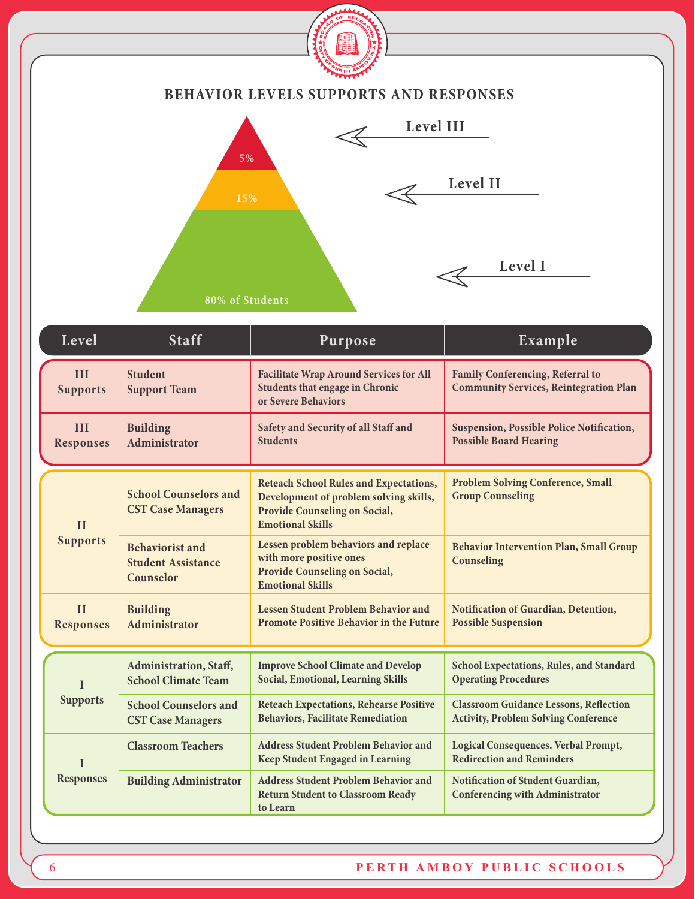## BEHAVIOR LEVELS SUPPORTS AND RESPONSES

- Level III — 5%
- Level II — 15%
- Level I — 80% of Students

| Level | Staff | Purpose | Example |
|---|---|---|---|
| III Supports | Student Support Team | Facilitate Wrap Around Services for All Students that engage in Chronic or Severe Behaviors | Family Conferencing, Referral to Community Services, Reintegration Plan |
| III Responses | Building Administrator | Safety and Security of all Staff and Students | Suspension, Possible Police Notification, Possible Board Hearing |
| II Supports | School Counselors and CST Case Managers | Reteach School Rules and Expectations, Development of problem solving skills, Provide Counseling on Social, Emotional Skills | Problem Solving Conference, Small Group Counseling |
| | Behaviorist and Student Assistance Counselor | Lessen problem behaviors and replace with more positive ones Provide Counseling on Social, Emotional Skills | Behavior Intervention Plan, Small Group Counseling |
| II Responses | Building Administrator | Lessen Student Problem Behavior and Promote Positive Behavior in the Future | Notification of Guardian, Detention, Possible Suspension |
| I Supports | Administration, Staff, School Climate Team | Improve School Climate and Develop Social, Emotional, Learning Skills | School Expectations, Rules, and Standard Operating Procedures |
| | School Counselors and CST Case Managers | Reteach Expectations, Rehearse Positive Behaviors, Facilitate Remediation | Classroom Guidance Lessons, Reflection Activity, Problem Solving Conference |
| I Responses | Classroom Teachers | Address Student Problem Behavior and Keep Student Engaged in Learning | Logical Consequences. Verbal Prompt, Redirection and Reminders |
| | Building Administrator | Address Student Problem Behavior and Return Student to Classroom Ready to Learn | Notification of Student Guardian, Conferencing with Administrator |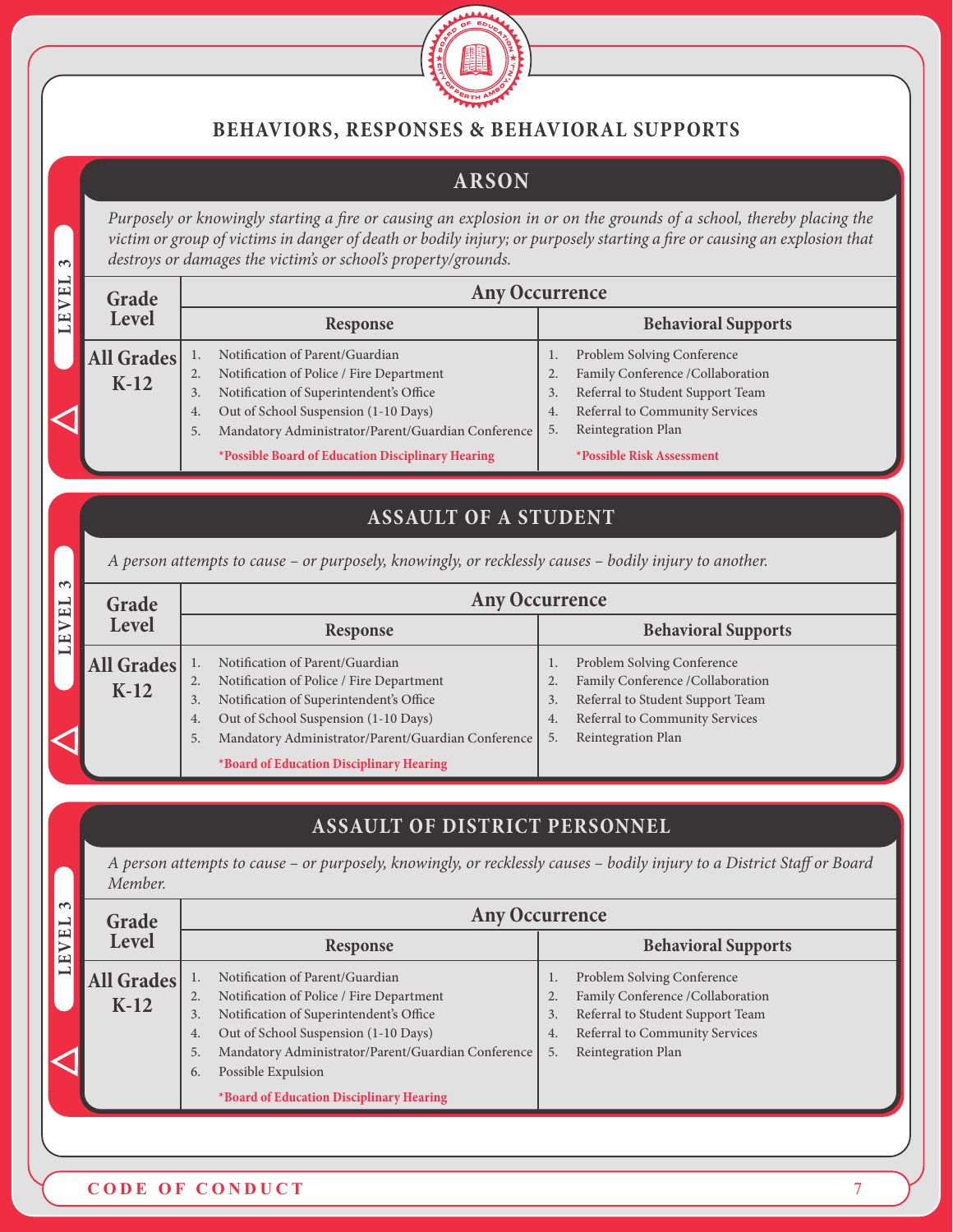## BEHAVIORS, RESPONSES & BEHAVIORAL SUPPORTS

### ARSON

LEVEL 3

*Purposely or knowingly starting a fire or causing an explosion in or on the grounds of a school, thereby placing the victim or group of victims in danger of death or bodily injury; or purposely starting a fire or causing an explosion that destroys or damages the victim's or school's property/grounds.*

| Grade Level | Any Occurrence | |
|---|---|---|
| | **Response** | **Behavioral Supports** |
| **All Grades K-12** | 1. Notification of Parent/Guardian<br>2. Notification of Police / Fire Department<br>3. Notification of Superintendent's Office<br>4. Out of School Suspension (1-10 Days)<br>5. Mandatory Administrator/Parent/Guardian Conference<br>**\*Possible Board of Education Disciplinary Hearing** | 1. Problem Solving Conference<br>2. Family Conference /Collaboration<br>3. Referral to Student Support Team<br>4. Referral to Community Services<br>5. Reintegration Plan<br>**\*Possible Risk Assessment** |

### ASSAULT OF A STUDENT

LEVEL 3

*A person attempts to cause – or purposely, knowingly, or recklessly causes – bodily injury to another.*

| Grade Level | Any Occurrence | |
|---|---|---|
| | **Response** | **Behavioral Supports** |
| **All Grades K-12** | 1. Notification of Parent/Guardian<br>2. Notification of Police / Fire Department<br>3. Notification of Superintendent's Office<br>4. Out of School Suspension (1-10 Days)<br>5. Mandatory Administrator/Parent/Guardian Conference<br>**\*Board of Education Disciplinary Hearing** | 1. Problem Solving Conference<br>2. Family Conference /Collaboration<br>3. Referral to Student Support Team<br>4. Referral to Community Services<br>5. Reintegration Plan |

### ASSAULT OF DISTRICT PERSONNEL

LEVEL 3

*A person attempts to cause – or purposely, knowingly, or recklessly causes – bodily injury to a District Staff or Board Member.*

| Grade Level | Any Occurrence | |
|---|---|---|
| | **Response** | **Behavioral Supports** |
| **All Grades K-12** | 1. Notification of Parent/Guardian<br>2. Notification of Police / Fire Department<br>3. Notification of Superintendent's Office<br>4. Out of School Suspension (1-10 Days)<br>5. Mandatory Administrator/Parent/Guardian Conference<br>6. Possible Expulsion<br>**\*Board of Education Disciplinary Hearing** | 1. Problem Solving Conference<br>2. Family Conference /Collaboration<br>3. Referral to Student Support Team<br>4. Referral to Community Services<br>5. Reintegration Plan |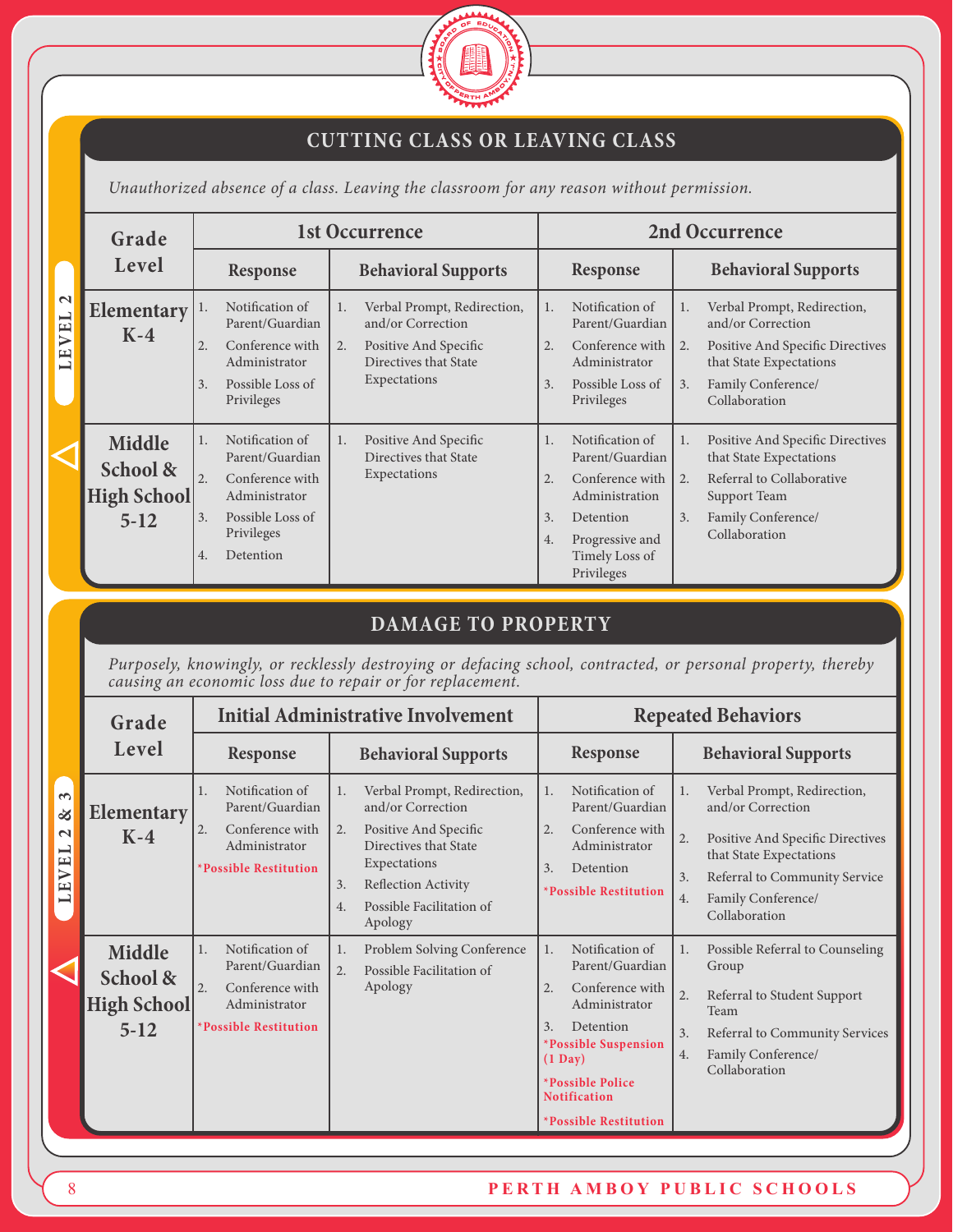## CUTTING CLASS OR LEAVING CLASS

LEVEL 2

*Unauthorized absence of a class. Leaving the classroom for any reason without permission.*

| Grade Level | 1st Occurrence | | 2nd Occurrence | |
|---|---|---|---|---|
| | Response | Behavioral Supports | Response | Behavioral Supports |
| Elementary K-4 | 1. Notification of Parent/Guardian<br>2. Conference with Administrator<br>3. Possible Loss of Privileges | 1. Verbal Prompt, Redirection, and/or Correction<br>2. Positive And Specific Directives that State Expectations | 1. Notification of Parent/Guardian<br>2. Conference with Administrator<br>3. Possible Loss of Privileges | 1. Verbal Prompt, Redirection, and/or Correction<br>2. Positive And Specific Directives that State Expectations<br>3. Family Conference/ Collaboration |
| Middle School & High School 5-12 | 1. Notification of Parent/Guardian<br>2. Conference with Administrator<br>3. Possible Loss of Privileges<br>4. Detention | 1. Positive And Specific Directives that State Expectations | 1. Notification of Parent/Guardian<br>2. Conference with Administration<br>3. Detention<br>4. Progressive and Timely Loss of Privileges | 1. Positive And Specific Directives that State Expectations<br>2. Referral to Collaborative Support Team<br>3. Family Conference/ Collaboration |

## DAMAGE TO PROPERTY

LEVEL 2 & 3

*Purposely, knowingly, or recklessly destroying or defacing school, contracted, or personal property, thereby causing an economic loss due to repair or for replacement.*

| Grade Level | Initial Administrative Involvement | | Repeated Behaviors | |
|---|---|---|---|---|
| | Response | Behavioral Supports | Response | Behavioral Supports |
| Elementary K-4 | 1. Notification of Parent/Guardian<br>2. Conference with Administrator<br>**\*Possible Restitution** | 1. Verbal Prompt, Redirection, and/or Correction<br>2. Positive And Specific Directives that State Expectations<br>3. Reflection Activity<br>4. Possible Facilitation of Apology | 1. Notification of Parent/Guardian<br>2. Conference with Administrator<br>3. Detention<br>**\*Possible Restitution** | 1. Verbal Prompt, Redirection, and/or Correction<br>2. Positive And Specific Directives that State Expectations<br>3. Referral to Community Service<br>4. Family Conference/ Collaboration |
| Middle School & High School 5-12 | 1. Notification of Parent/Guardian<br>2. Conference with Administrator<br>**\*Possible Restitution** | 1. Problem Solving Conference<br>2. Possible Facilitation of Apology | 1. Notification of Parent/Guardian<br>2. Conference with Administrator<br>3. Detention<br>**\*Possible Suspension (1 Day)**<br>**\*Possible Police Notification**<br>**\*Possible Restitution** | 1. Possible Referral to Counseling Group<br>2. Referral to Student Support Team<br>3. Referral to Community Services<br>4. Family Conference/ Collaboration |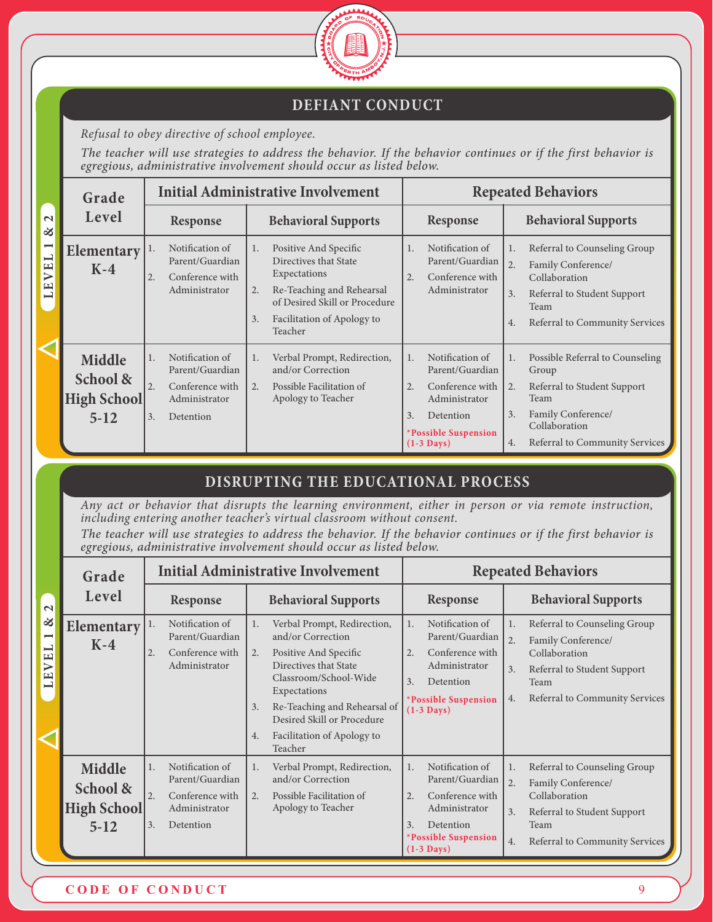## DEFIANT CONDUCT

*Refusal to obey directive of school employee.*

*The teacher will use strategies to address the behavior. If the behavior continues or if the first behavior is egregious, administrative involvement should occur as listed below.*

**LEVEL 1 & 2**

| Grade Level | Initial Administrative Involvement | | Repeated Behaviors | |
|---|---|---|---|---|
| | Response | Behavioral Supports | Response | Behavioral Supports |
| **Elementary K-4** | 1. Notification of Parent/Guardian<br>2. Conference with Administrator | 1. Positive And Specific Directives that State Expectations<br>2. Re-Teaching and Rehearsal of Desired Skill or Procedure<br>3. Facilitation of Apology to Teacher | 1. Notification of Parent/Guardian<br>2. Conference with Administrator | 1. Referral to Counseling Group<br>2. Family Conference/ Collaboration<br>3. Referral to Student Support Team<br>4. Referral to Community Services |
| **Middle School & High School 5-12** | 1. Notification of Parent/Guardian<br>2. Conference with Administrator<br>3. Detention | 1. Verbal Prompt, Redirection, and/or Correction<br>2. Possible Facilitation of Apology to Teacher | 1. Notification of Parent/Guardian<br>2. Conference with Administrator<br>3. Detention<br>*Possible Suspension (1-3 Days) | 1. Possible Referral to Counseling Group<br>2. Referral to Student Support Team<br>3. Family Conference/ Collaboration<br>4. Referral to Community Services |

## DISRUPTING THE EDUCATIONAL PROCESS

*Any act or behavior that disrupts the learning environment, either in person or via remote instruction, including entering another teacher's virtual classroom without consent.*

*The teacher will use strategies to address the behavior. If the behavior continues or if the first behavior is egregious, administrative involvement should occur as listed below.*

**LEVEL 1 & 2**

| Grade Level | Initial Administrative Involvement | | Repeated Behaviors | |
|---|---|---|---|---|
| | Response | Behavioral Supports | Response | Behavioral Supports |
| **Elementary K-4** | 1. Notification of Parent/Guardian<br>2. Conference with Administrator | 1. Verbal Prompt, Redirection, and/or Correction<br>2. Positive And Specific Directives that State Classroom/School-Wide Expectations<br>3. Re-Teaching and Rehearsal of Desired Skill or Procedure<br>4. Facilitation of Apology to Teacher | 1. Notification of Parent/Guardian<br>2. Conference with Administrator<br>3. Detention<br>*Possible Suspension (1-3 Days) | 1. Referral to Counseling Group<br>2. Family Conference/ Collaboration<br>3. Referral to Student Support Team<br>4. Referral to Community Services |
| **Middle School & High School 5-12** | 1. Notification of Parent/Guardian<br>2. Conference with Administrator<br>3. Detention | 1. Verbal Prompt, Redirection, and/or Correction<br>2. Possible Facilitation of Apology to Teacher | 1. Notification of Parent/Guardian<br>2. Conference with Administrator<br>3. Detention<br>*Possible Suspension (1-3 Days) | 1. Referral to Counseling Group<br>2. Family Conference/ Collaboration<br>3. Referral to Student Support Team<br>4. Referral to Community Services |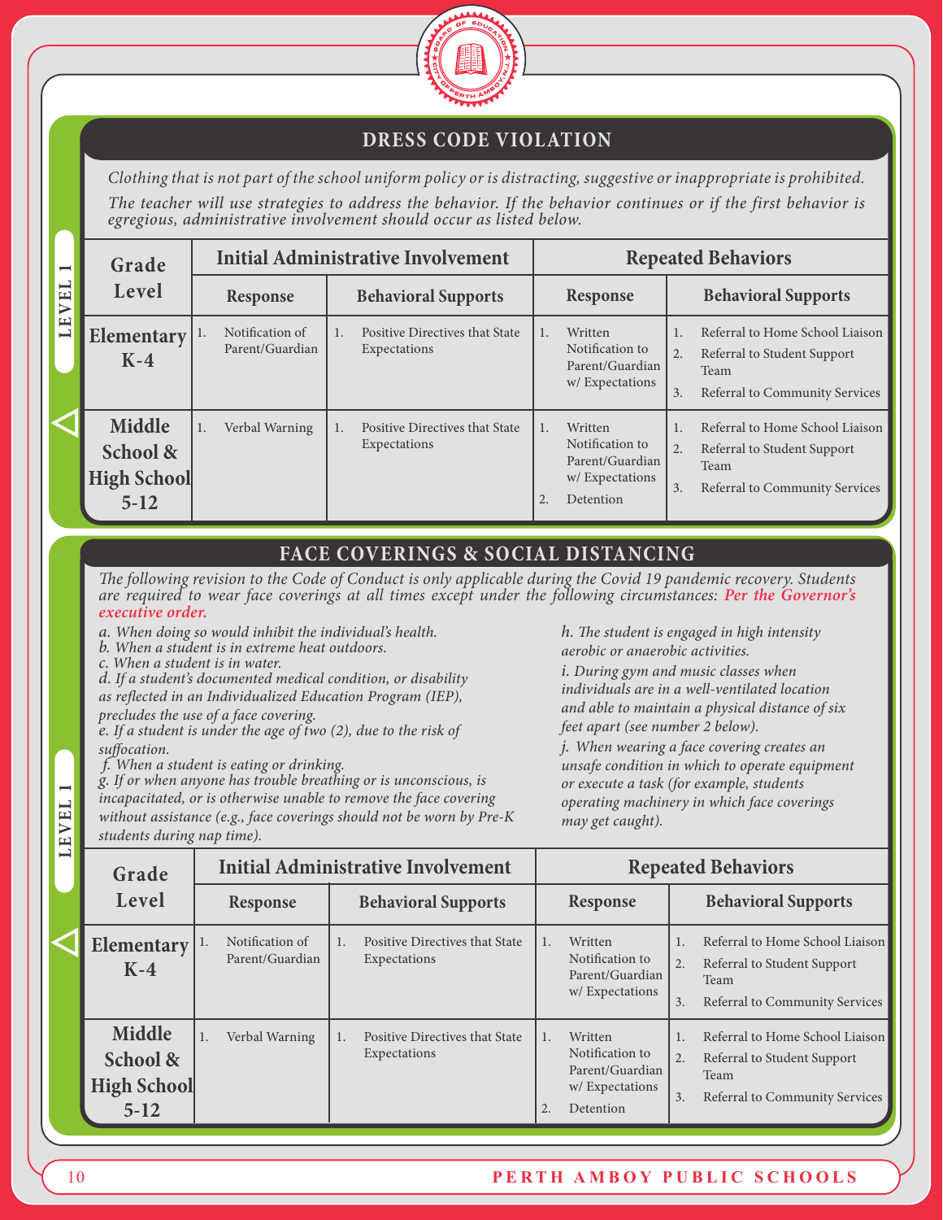## DRESS CODE VIOLATION

*Clothing that is not part of the school uniform policy or is distracting, suggestive or inappropriate is prohibited.*

*The teacher will use strategies to address the behavior. If the behavior continues or if the first behavior is egregious, administrative involvement should occur as listed below.*

LEVEL 1

| Grade Level | Initial Administrative Involvement | | Repeated Behaviors | |
|---|---|---|---|---|
| | Response | Behavioral Supports | Response | Behavioral Supports |
| Elementary K-4 | 1. Notification of Parent/Guardian | 1. Positive Directives that State Expectations | 1. Written Notification to Parent/Guardian w/ Expectations | 1. Referral to Home School Liaison<br>2. Referral to Student Support Team<br>3. Referral to Community Services |
| Middle School & High School 5-12 | 1. Verbal Warning | 1. Positive Directives that State Expectations | 1. Written Notification to Parent/Guardian w/ Expectations<br>2. Detention | 1. Referral to Home School Liaison<br>2. Referral to Student Support Team<br>3. Referral to Community Services |

## FACE COVERINGS & SOCIAL DISTANCING

*The following revision to the Code of Conduct is only applicable during the Covid 19 pandemic recovery. Students are required to wear face coverings at all times except under the following circumstances:* ***Per the Governor's executive order.***

*a. When doing so would inhibit the individual's health.*
*b. When a student is in extreme heat outdoors.*
*c. When a student is in water.*
*d. If a student's documented medical condition, or disability as reflected in an Individualized Education Program (IEP), precludes the use of a face covering.*
*e. If a student is under the age of two (2), due to the risk of suffocation.*
*f. When a student is eating or drinking.*
*g. If or when anyone has trouble breathing or is unconscious, is incapacitated, or is otherwise unable to remove the face covering without assistance (e.g., face coverings should not be worn by Pre-K students during nap time).*
*h. The student is engaged in high intensity aerobic or anaerobic activities.*
*i. During gym and music classes when individuals are in a well-ventilated location and able to maintain a physical distance of six feet apart (see number 2 below).*
*j. When wearing a face covering creates an unsafe condition in which to operate equipment or execute a task (for example, students operating machinery in which face coverings may get caught).*

LEVEL 1

| Grade Level | Initial Administrative Involvement | | Repeated Behaviors | |
|---|---|---|---|---|
| | Response | Behavioral Supports | Response | Behavioral Supports |
| Elementary K-4 | 1. Notification of Parent/Guardian | 1. Positive Directives that State Expectations | 1. Written Notification to Parent/Guardian w/ Expectations | 1. Referral to Home School Liaison<br>2. Referral to Student Support Team<br>3. Referral to Community Services |
| Middle School & High School 5-12 | 1. Verbal Warning | 1. Positive Directives that State Expectations | 1. Written Notification to Parent/Guardian w/ Expectations<br>2. Detention | 1. Referral to Home School Liaison<br>2. Referral to Student Support Team<br>3. Referral to Community Services |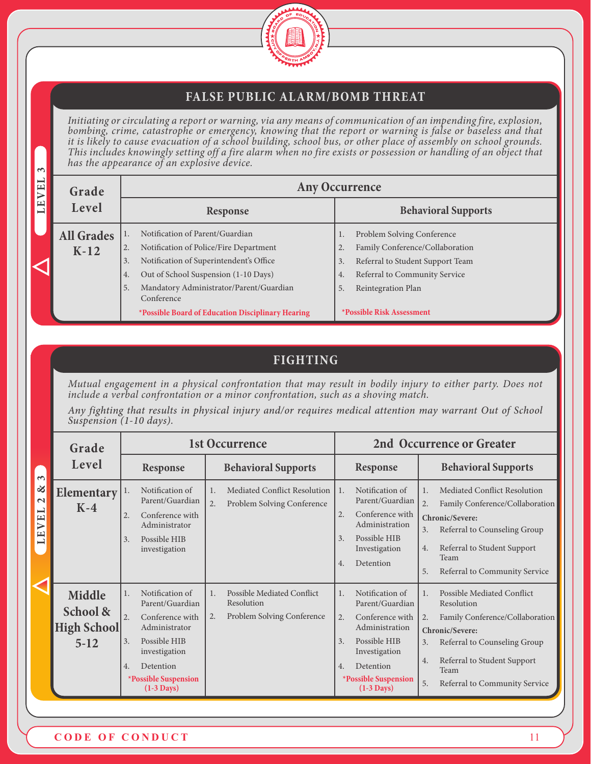LEVEL 3

## FALSE PUBLIC ALARM/BOMB THREAT

*Initiating or circulating a report or warning, via any means of communication of an impending fire, explosion, bombing, crime, catastrophe or emergency, knowing that the report or warning is false or baseless and that it is likely to cause evacuation of a school building, school bus, or other place of assembly on school grounds. This includes knowingly setting off a fire alarm when no fire exists or possession or handling of an object that has the appearance of an explosive device.*

| Grade Level | Any Occurrence | |
|---|---|---|
| | **Response** | **Behavioral Supports** |
| **All Grades K-12** | 1. Notification of Parent/Guardian<br>2. Notification of Police/Fire Department<br>3. Notification of Superintendent's Office<br>4. Out of School Suspension (1-10 Days)<br>5. Mandatory Administrator/Parent/Guardian Conference<br>**\*Possible Board of Education Disciplinary Hearing** | 1. Problem Solving Conference<br>2. Family Conference/Collaboration<br>3. Referral to Student Support Team<br>4. Referral to Community Service<br>5. Reintegration Plan<br>**\*Possible Risk Assessment** |

LEVEL 2 & 3

## FIGHTING

*Mutual engagement in a physical confrontation that may result in bodily injury to either party. Does not include a verbal confrontation or a minor confrontation, such as a shoving match.*

*Any fighting that results in physical injury and/or requires medical attention may warrant Out of School Suspension (1-10 days).*

| Grade Level | 1st Occurrence | | 2nd Occurrence or Greater | |
|---|---|---|---|---|
| | **Response** | **Behavioral Supports** | **Response** | **Behavioral Supports** |
| **Elementary K-4** | 1. Notification of Parent/Guardian<br>2. Conference with Administrator<br>3. Possible HIB investigation | 1. Mediated Conflict Resolution<br>2. Problem Solving Conference | 1. Notification of Parent/Guardian<br>2. Conference with Administration<br>3. Possible HIB Investigation<br>4. Detention | 1. Mediated Conflict Resolution<br>2. Family Conference/Collaboration<br>**Chronic/Severe:**<br>3. Referral to Counseling Group<br>4. Referral to Student Support Team<br>5. Referral to Community Service |
| **Middle School & High School 5-12** | 1. Notification of Parent/Guardian<br>2. Conference with Administrator<br>3. Possible HIB investigation<br>4. Detention<br>**\*Possible Suspension (1-3 Days)** | 1. Possible Mediated Conflict Resolution<br>2. Problem Solving Conference | 1. Notification of Parent/Guardian<br>2. Conference with Administration<br>3. Possible HIB Investigation<br>4. Detention<br>**\*Possible Suspension (1-3 Days)** | 1. Possible Mediated Conflict Resolution<br>2. Family Conference/Collaboration<br>**Chronic/Severe:**<br>3. Referral to Counseling Group<br>4. Referral to Student Support Team<br>5. Referral to Community Service |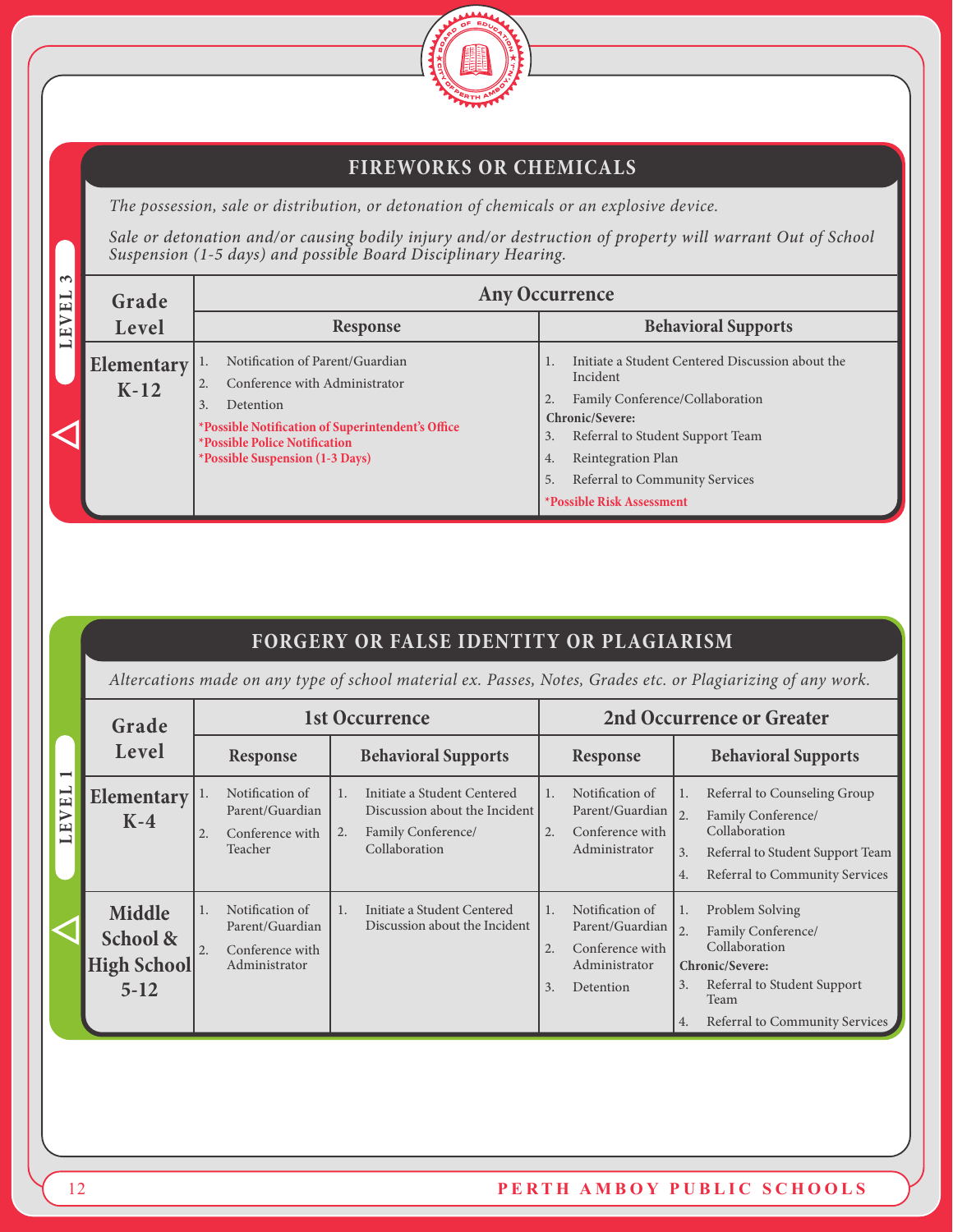## FIREWORKS OR CHEMICALS

**LEVEL 3**

*The possession, sale or distribution, or detonation of chemicals or an explosive device.*

*Sale or detonation and/or causing bodily injury and/or destruction of property will warrant Out of School Suspension (1-5 days) and possible Board Disciplinary Hearing.*

| Grade Level | Any Occurrence | |
|---|---|---|
| | **Response** | **Behavioral Supports** |
| **Elementary K-12** | 1. Notification of Parent/Guardian<br>2. Conference with Administrator<br>3. Detention<br>**\*Possible Notification of Superintendent's Office**<br>**\*Possible Police Notification**<br>**\*Possible Suspension (1-3 Days)** | 1. Initiate a Student Centered Discussion about the Incident<br>2. Family Conference/Collaboration<br>**Chronic/Severe:**<br>3. Referral to Student Support Team<br>4. Reintegration Plan<br>5. Referral to Community Services<br>**\*Possible Risk Assessment** |

## FORGERY OR FALSE IDENTITY OR PLAGIARISM

**LEVEL 1**

*Altercations made on any type of school material ex. Passes, Notes, Grades etc. or Plagiarizing of any work.*

| Grade Level | 1st Occurrence | | 2nd Occurrence or Greater | |
|---|---|---|---|---|
| | **Response** | **Behavioral Supports** | **Response** | **Behavioral Supports** |
| **Elementary K-4** | 1. Notification of Parent/Guardian<br>2. Conference with Teacher | 1. Initiate a Student Centered Discussion about the Incident<br>2. Family Conference/ Collaboration | 1. Notification of Parent/Guardian<br>2. Conference with Administrator | 1. Referral to Counseling Group<br>2. Family Conference/ Collaboration<br>3. Referral to Student Support Team<br>4. Referral to Community Services |
| **Middle School & High School 5-12** | 1. Notification of Parent/Guardian<br>2. Conference with Administrator | 1. Initiate a Student Centered Discussion about the Incident | 1. Notification of Parent/Guardian<br>2. Conference with Administrator<br>3. Detention | 1. Problem Solving<br>2. Family Conference/ Collaboration<br>**Chronic/Severe:**<br>3. Referral to Student Support Team<br>4. Referral to Community Services |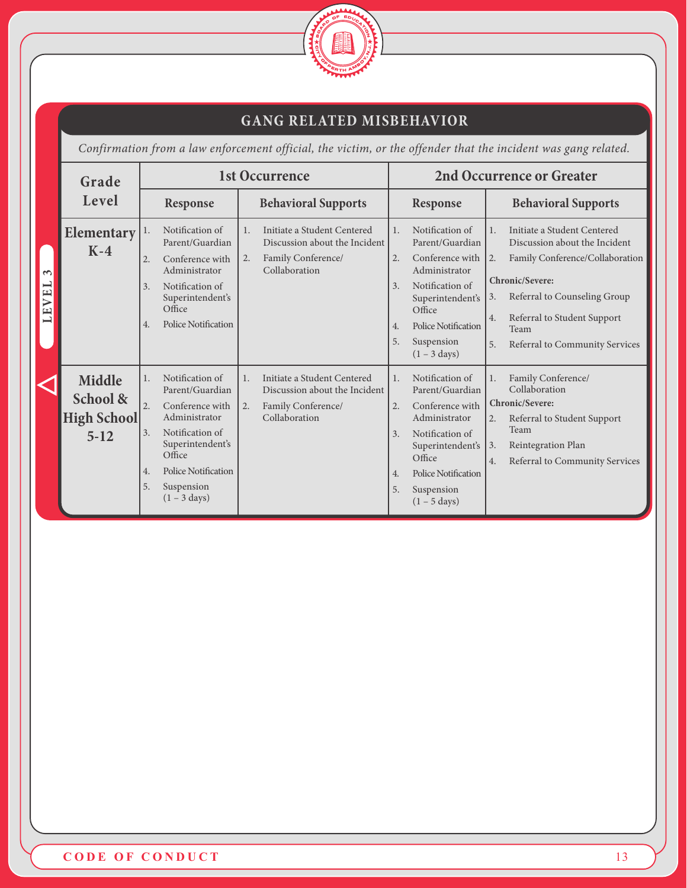LEVEL 3

## GANG RELATED MISBEHAVIOR

*Confirmation from a law enforcement official, the victim, or the offender that the incident was gang related.*

| Grade Level | 1st Occurrence | | 2nd Occurrence or Greater | |
|---|---|---|---|---|
| | Response | Behavioral Supports | Response | Behavioral Supports |
| **Elementary K-4** | 1. Notification of Parent/Guardian<br>2. Conference with Administrator<br>3. Notification of Superintendent's Office<br>4. Police Notification | 1. Initiate a Student Centered Discussion about the Incident<br>2. Family Conference/ Collaboration | 1. Notification of Parent/Guardian<br>2. Conference with Administrator<br>3. Notification of Superintendent's Office<br>4. Police Notification<br>5. Suspension (1 – 3 days) | 1. Initiate a Student Centered Discussion about the Incident<br>2. Family Conference/Collaboration<br>**Chronic/Severe:**<br>3. Referral to Counseling Group<br>4. Referral to Student Support Team<br>5. Referral to Community Services |
| **Middle School & High School 5-12** | 1. Notification of Parent/Guardian<br>2. Conference with Administrator<br>3. Notification of Superintendent's Office<br>4. Police Notification<br>5. Suspension (1 – 3 days) | 1. Initiate a Student Centered Discussion about the Incident<br>2. Family Conference/ Collaboration | 1. Notification of Parent/Guardian<br>2. Conference with Administrator<br>3. Notification of Superintendent's Office<br>4. Police Notification<br>5. Suspension (1 – 5 days) | 1. Family Conference/ Collaboration<br>**Chronic/Severe:**<br>2. Referral to Student Support Team<br>3. Reintegration Plan<br>4. Referral to Community Services |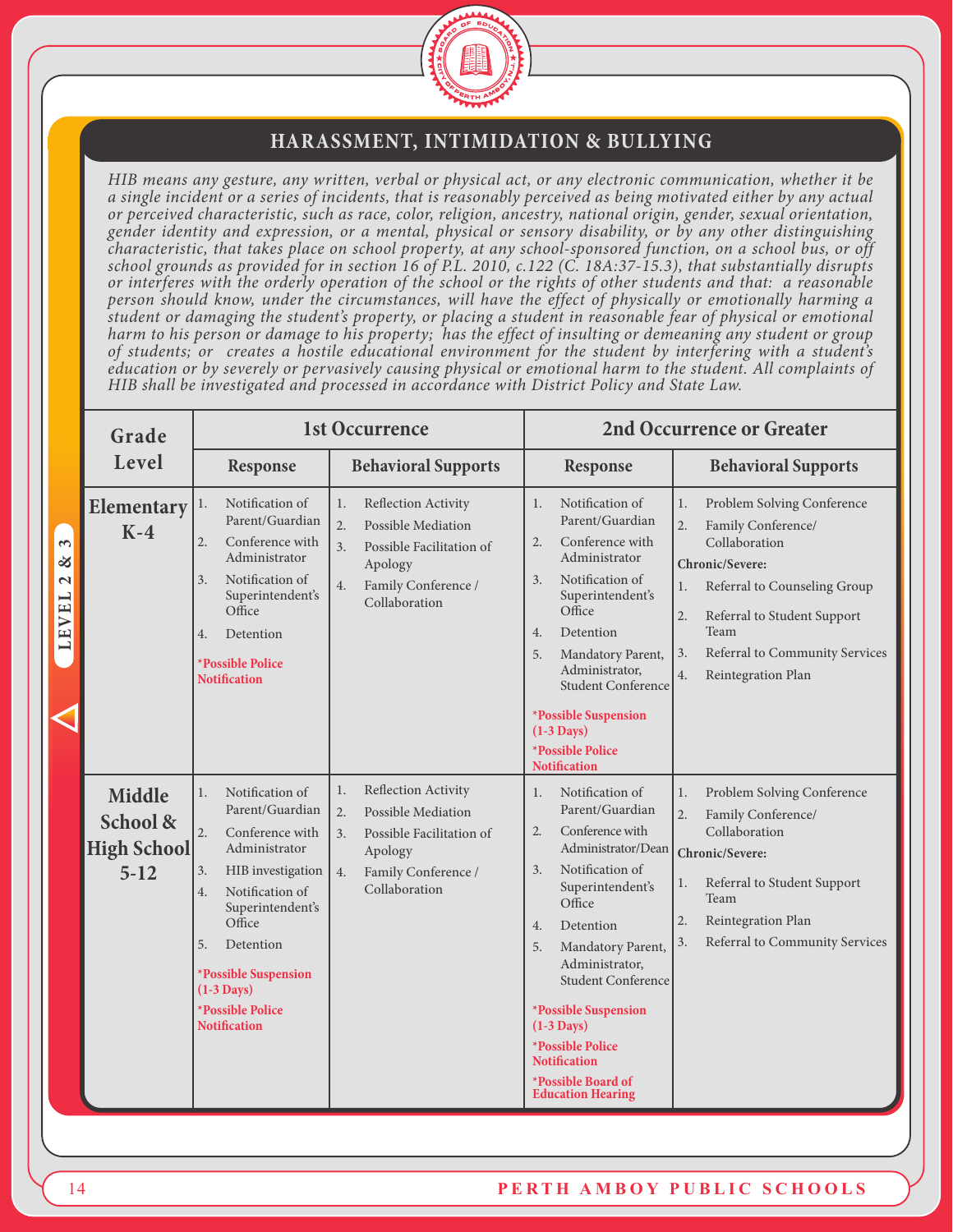## HARASSMENT, INTIMIDATION & BULLYING

*HIB means any gesture, any written, verbal or physical act, or any electronic communication, whether it be a single incident or a series of incidents, that is reasonably perceived as being motivated either by any actual or perceived characteristic, such as race, color, religion, ancestry, national origin, gender, sexual orientation, gender identity and expression, or a mental, physical or sensory disability, or by any other distinguishing characteristic, that takes place on school property, at any school-sponsored function, on a school bus, or off school grounds as provided for in section 16 of P.L. 2010, c.122 (C. 18A:37-15.3), that substantially disrupts or interferes with the orderly operation of the school or the rights of other students and that: a reasonable person should know, under the circumstances, will have the effect of physically or emotionally harming a student or damaging the student's property, or placing a student in reasonable fear of physical or emotional harm to his person or damage to his property; has the effect of insulting or demeaning any student or group of students; or creates a hostile educational environment for the student by interfering with a student's education or by severely or pervasively causing physical or emotional harm to the student. All complaints of HIB shall be investigated and processed in accordance with District Policy and State Law.*

LEVEL 2 & 3

| Grade Level | 1st Occurrence | | 2nd Occurrence or Greater | |
|---|---|---|---|---|
| | **Response** | **Behavioral Supports** | **Response** | **Behavioral Supports** |
| **Elementary K-4** | 1. Notification of Parent/Guardian<br>2. Conference with Administrator<br>3. Notification of Superintendent's Office<br>4. Detention<br>**\*Possible Police Notification** | 1. Reflection Activity<br>2. Possible Mediation<br>3. Possible Facilitation of Apology<br>4. Family Conference / Collaboration | 1. Notification of Parent/Guardian<br>2. Conference with Administrator<br>3. Notification of Superintendent's Office<br>4. Detention<br>5. Mandatory Parent, Administrator, Student Conference<br>**\*Possible Suspension (1-3 Days)**<br>**\*Possible Police Notification** | 1. Problem Solving Conference<br>2. Family Conference/ Collaboration<br>**Chronic/Severe:**<br>1. Referral to Counseling Group<br>2. Referral to Student Support Team<br>3. Referral to Community Services<br>4. Reintegration Plan |
| **Middle School & High School 5-12** | 1. Notification of Parent/Guardian<br>2. Conference with Administrator<br>3. HIB investigation<br>4. Notification of Superintendent's Office<br>5. Detention<br>**\*Possible Suspension (1-3 Days)**<br>**\*Possible Police Notification** | 1. Reflection Activity<br>2. Possible Mediation<br>3. Possible Facilitation of Apology<br>4. Family Conference / Collaboration | 1. Notification of Parent/Guardian<br>2. Conference with Administrator/Dean<br>3. Notification of Superintendent's Office<br>4. Detention<br>5. Mandatory Parent, Administrator, Student Conference<br>**\*Possible Suspension (1-3 Days)**<br>**\*Possible Police Notification**<br>**\*Possible Board of Education Hearing** | 1. Problem Solving Conference<br>2. Family Conference/ Collaboration<br>**Chronic/Severe:**<br>1. Referral to Student Support Team<br>2. Reintegration Plan<br>3. Referral to Community Services |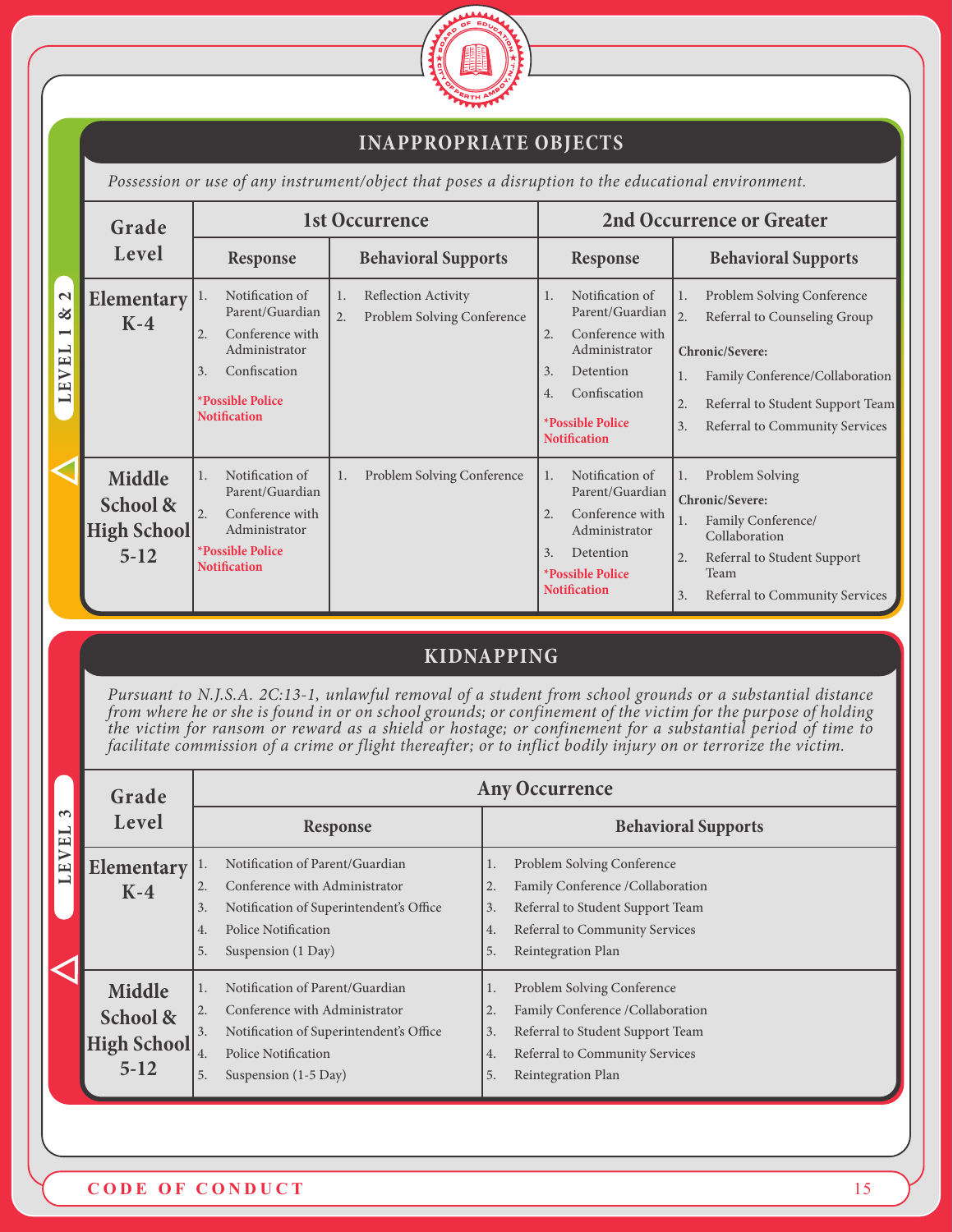## INAPPROPRIATE OBJECTS

*Possession or use of any instrument/object that poses a disruption to the educational environment.*

LEVEL 1 & 2

| Grade Level | 1st Occurrence | | 2nd Occurrence or Greater | |
|---|---|---|---|---|
| | Response | Behavioral Supports | Response | Behavioral Supports |
| Elementary K-4 | 1. Notification of Parent/Guardian<br>2. Conference with Administrator<br>3. Confiscation<br>*Possible Police Notification | 1. Reflection Activity<br>2. Problem Solving Conference | 1. Notification of Parent/Guardian<br>2. Conference with Administrator<br>3. Detention<br>4. Confiscation<br>*Possible Police Notification | 1. Problem Solving Conference<br>2. Referral to Counseling Group<br>**Chronic/Severe:**<br>1. Family Conference/Collaboration<br>2. Referral to Student Support Team<br>3. Referral to Community Services |
| Middle School & High School 5-12 | 1. Notification of Parent/Guardian<br>2. Conference with Administrator<br>*Possible Police Notification | 1. Problem Solving Conference | 1. Notification of Parent/Guardian<br>2. Conference with Administrator<br>3. Detention<br>*Possible Police Notification | 1. Problem Solving<br>**Chronic/Severe:**<br>1. Family Conference/ Collaboration<br>2. Referral to Student Support Team<br>3. Referral to Community Services |

## KIDNAPPING

*Pursuant to N.J.S.A. 2C:13-1, unlawful removal of a student from school grounds or a substantial distance from where he or she is found in or on school grounds; or confinement of the victim for the purpose of holding the victim for ransom or reward as a shield or hostage; or confinement for a substantial period of time to facilitate commission of a crime or flight thereafter; or to inflict bodily injury on or terrorize the victim.*

LEVEL 3

| Grade Level | Any Occurrence | |
|---|---|---|
| | Response | Behavioral Supports |
| Elementary K-4 | 1. Notification of Parent/Guardian<br>2. Conference with Administrator<br>3. Notification of Superintendent's Office<br>4. Police Notification<br>5. Suspension (1 Day) | 1. Problem Solving Conference<br>2. Family Conference /Collaboration<br>3. Referral to Student Support Team<br>4. Referral to Community Services<br>5. Reintegration Plan |
| Middle School & High School 5-12 | 1. Notification of Parent/Guardian<br>2. Conference with Administrator<br>3. Notification of Superintendent's Office<br>4. Police Notification<br>5. Suspension (1-5 Day) | 1. Problem Solving Conference<br>2. Family Conference /Collaboration<br>3. Referral to Student Support Team<br>4. Referral to Community Services<br>5. Reintegration Plan |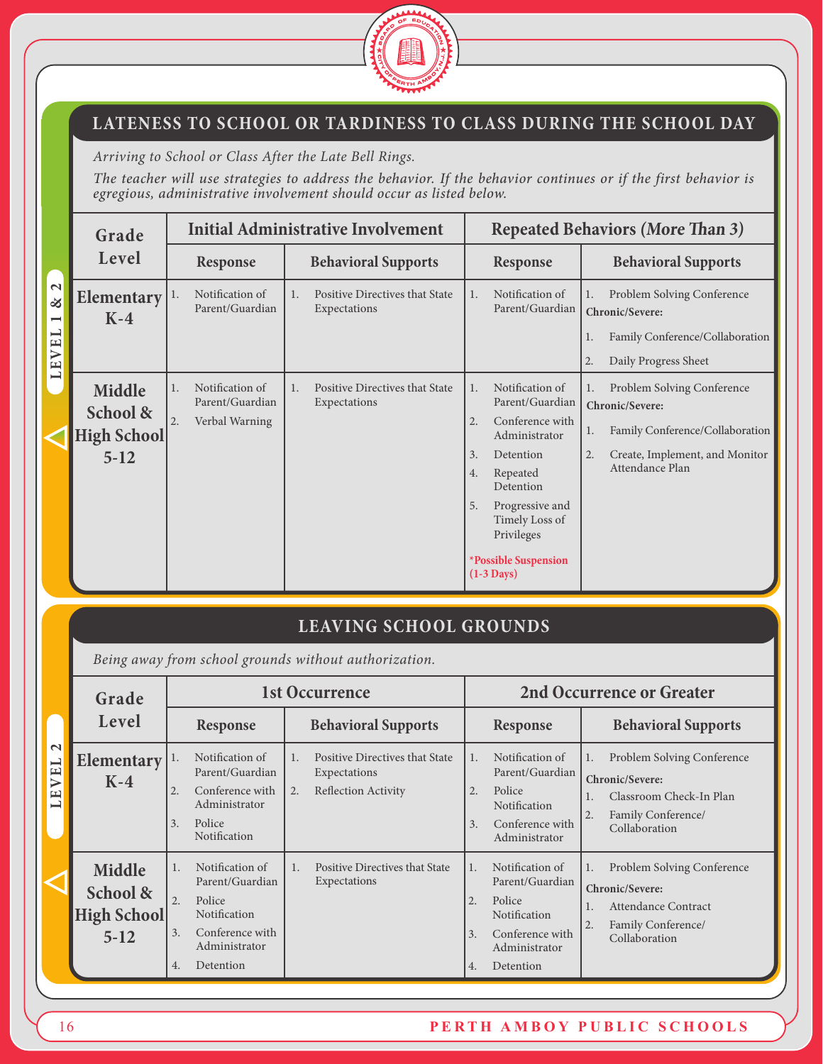## LATENESS TO SCHOOL OR TARDINESS TO CLASS DURING THE SCHOOL DAY

LEVEL 1 & 2

*Arriving to School or Class After the Late Bell Rings.*

*The teacher will use strategies to address the behavior. If the behavior continues or if the first behavior is egregious, administrative involvement should occur as listed below.*

| Grade Level | Initial Administrative Involvement | | Repeated Behaviors (*More Than 3*) | |
|---|---|---|---|---|
| | Response | Behavioral Supports | Response | Behavioral Supports |
| Elementary K-4 | 1. Notification of Parent/Guardian | 1. Positive Directives that State Expectations | 1. Notification of Parent/Guardian | 1. Problem Solving Conference<br>**Chronic/Severe:**<br>1. Family Conference/Collaboration<br>2. Daily Progress Sheet |
| Middle School & High School 5-12 | 1. Notification of Parent/Guardian<br>2. Verbal Warning | 1. Positive Directives that State Expectations | 1. Notification of Parent/Guardian<br>2. Conference with Administrator<br>3. Detention<br>4. Repeated Detention<br>5. Progressive and Timely Loss of Privileges<br>**\*Possible Suspension (1-3 Days)** | 1. Problem Solving Conference<br>**Chronic/Severe:**<br>1. Family Conference/Collaboration<br>2. Create, Implement, and Monitor Attendance Plan |

## LEAVING SCHOOL GROUNDS

LEVEL 2

*Being away from school grounds without authorization.*

| Grade Level | 1st Occurrence | | 2nd Occurrence or Greater | |
|---|---|---|---|---|
| | Response | Behavioral Supports | Response | Behavioral Supports |
| Elementary K-4 | 1. Notification of Parent/Guardian<br>2. Conference with Administrator<br>3. Police Notification | 1. Positive Directives that State Expectations<br>2. Reflection Activity | 1. Notification of Parent/Guardian<br>2. Police Notification<br>3. Conference with Administrator | 1. Problem Solving Conference<br>**Chronic/Severe:**<br>1. Classroom Check-In Plan<br>2. Family Conference/ Collaboration |
| Middle School & High School 5-12 | 1. Notification of Parent/Guardian<br>2. Police Notification<br>3. Conference with Administrator<br>4. Detention | 1. Positive Directives that State Expectations | 1. Notification of Parent/Guardian<br>2. Police Notification<br>3. Conference with Administrator<br>4. Detention | 1. Problem Solving Conference<br>**Chronic/Severe:**<br>1. Attendance Contract<br>2. Family Conference/ Collaboration |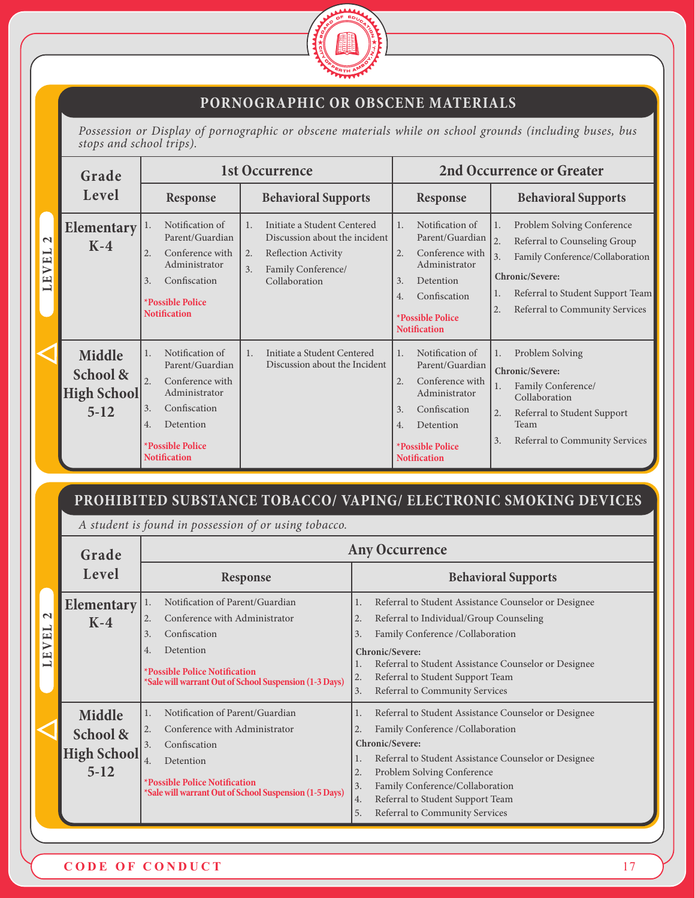## PORNOGRAPHIC OR OBSCENE MATERIALS

*Possession or Display of pornographic or obscene materials while on school grounds (including buses, bus stops and school trips).*

LEVEL 2

| Grade Level | 1st Occurrence | | 2nd Occurrence or Greater | |
|---|---|---|---|---|
| | Response | Behavioral Supports | Response | Behavioral Supports |
| Elementary K-4 | 1. Notification of Parent/Guardian<br>2. Conference with Administrator<br>3. Confiscation<br>*Possible Police Notification | 1. Initiate a Student Centered Discussion about the incident<br>2. Reflection Activity<br>3. Family Conference/ Collaboration | 1. Notification of Parent/Guardian<br>2. Conference with Administrator<br>3. Detention<br>4. Confiscation<br>*Possible Police Notification | 1. Problem Solving Conference<br>2. Referral to Counseling Group<br>3. Family Conference/Collaboration<br>**Chronic/Severe:**<br>1. Referral to Student Support Team<br>2. Referral to Community Services |
| Middle School & High School 5-12 | 1. Notification of Parent/Guardian<br>2. Conference with Administrator<br>3. Confiscation<br>4. Detention<br>*Possible Police Notification | 1. Initiate a Student Centered Discussion about the Incident | 1. Notification of Parent/Guardian<br>2. Conference with Administrator<br>3. Confiscation<br>4. Detention<br>*Possible Police Notification | 1. Problem Solving<br>**Chronic/Severe:**<br>1. Family Conference/ Collaboration<br>2. Referral to Student Support Team<br>3. Referral to Community Services |

## PROHIBITED SUBSTANCE TOBACCO/ VAPING/ ELECTRONIC SMOKING DEVICES

*A student is found in possession of or using tobacco.*

LEVEL 2

| Grade Level | Any Occurrence | |
|---|---|---|
| | Response | Behavioral Supports |
| Elementary K-4 | 1. Notification of Parent/Guardian<br>2. Conference with Administrator<br>3. Confiscation<br>4. Detention<br>*Possible Police Notification<br>*Sale will warrant Out of School Suspension (1-3 Days) | 1. Referral to Student Assistance Counselor or Designee<br>2. Referral to Individual/Group Counseling<br>3. Family Conference /Collaboration<br>**Chronic/Severe:**<br>1. Referral to Student Assistance Counselor or Designee<br>2. Referral to Student Support Team<br>3. Referral to Community Services |
| Middle School & High School 5-12 | 1. Notification of Parent/Guardian<br>2. Conference with Administrator<br>3. Confiscation<br>4. Detention<br>*Possible Police Notification<br>*Sale will warrant Out of School Suspension (1-5 Days) | 1. Referral to Student Assistance Counselor or Designee<br>2. Family Conference /Collaboration<br>**Chronic/Severe:**<br>1. Referral to Student Assistance Counselor or Designee<br>2. Problem Solving Conference<br>3. Family Conference/Collaboration<br>4. Referral to Student Support Team<br>5. Referral to Community Services |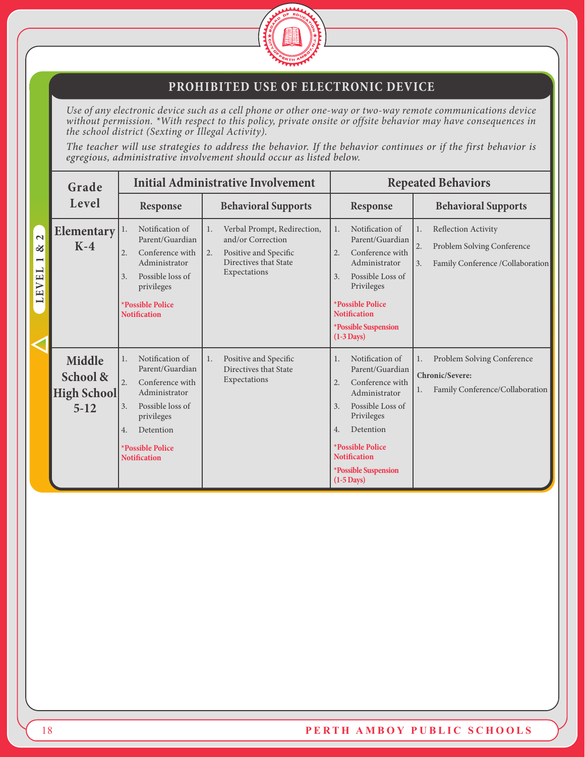## PROHIBITED USE OF ELECTRONIC DEVICE

*Use of any electronic device such as a cell phone or other one-way or two-way remote communications device without permission. *With respect to this policy, private onsite or offsite behavior may have consequences in the school district (Sexting or Illegal Activity).*

*The teacher will use strategies to address the behavior. If the behavior continues or if the first behavior is egregious, administrative involvement should occur as listed below.*

**LEVEL 1 & 2**

| Grade Level | Initial Administrative Involvement | | Repeated Behaviors | |
|---|---|---|---|---|
| | Response | Behavioral Supports | Response | Behavioral Supports |
| **Elementary K-4** | 1. Notification of Parent/Guardian<br>2. Conference with Administrator<br>3. Possible loss of privileges<br>**\*Possible Police Notification** | 1. Verbal Prompt, Redirection, and/or Correction<br>2. Positive and Specific Directives that State Expectations | 1. Notification of Parent/Guardian<br>2. Conference with Administrator<br>3. Possible Loss of Privileges<br>**\*Possible Police Notification**<br>**\*Possible Suspension (1-3 Days)** | 1. Reflection Activity<br>2. Problem Solving Conference<br>3. Family Conference /Collaboration |
| **Middle School & High School 5-12** | 1. Notification of Parent/Guardian<br>2. Conference with Administrator<br>3. Possible loss of privileges<br>4. Detention<br>**\*Possible Police Notification** | 1. Positive and Specific Directives that State Expectations | 1. Notification of Parent/Guardian<br>2. Conference with Administrator<br>3. Possible Loss of Privileges<br>4. Detention<br>**\*Possible Police Notification**<br>**\*Possible Suspension (1-5 Days)** | 1. Problem Solving Conference<br>**Chronic/Severe:**<br>1. Family Conference/Collaboration |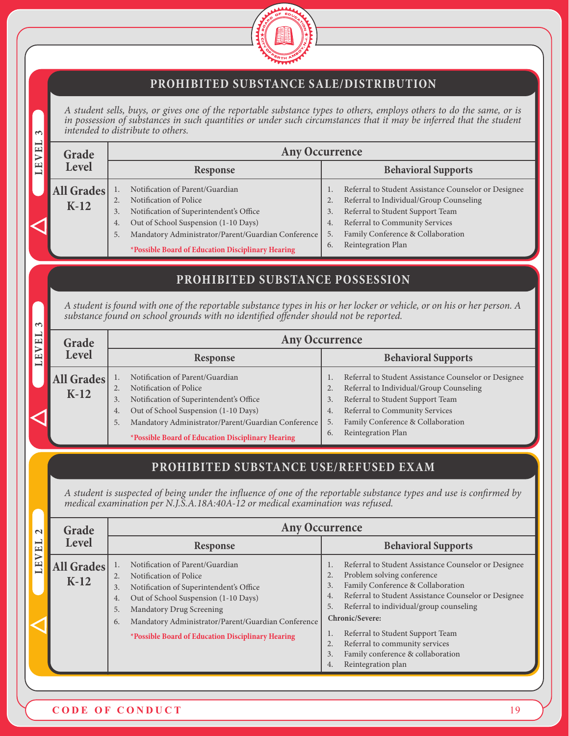## PROHIBITED SUBSTANCE SALE/DISTRIBUTION

LEVEL 3

*A student sells, buys, or gives one of the reportable substance types to others, employs others to do the same, or is in possession of substances in such quantities or under such circumstances that it may be inferred that the student intended to distribute to others.*

| Grade Level | Any Occurrence | |
|---|---|---|
| | **Response** | **Behavioral Supports** |
| **All Grades K-12** | 1. Notification of Parent/Guardian<br>2. Notification of Police<br>3. Notification of Superintendent's Office<br>4. Out of School Suspension (1-10 Days)<br>5. Mandatory Administrator/Parent/Guardian Conference<br>***Possible Board of Education Disciplinary Hearing** | 1. Referral to Student Assistance Counselor or Designee<br>2. Referral to Individual/Group Counseling<br>3. Referral to Student Support Team<br>4. Referral to Community Services<br>5. Family Conference & Collaboration<br>6. Reintegration Plan |

## PROHIBITED SUBSTANCE POSSESSION

LEVEL 3

*A student is found with one of the reportable substance types in his or her locker or vehicle, or on his or her person. A substance found on school grounds with no identified offender should not be reported.*

| Grade Level | Any Occurrence | |
|---|---|---|
| | **Response** | **Behavioral Supports** |
| **All Grades K-12** | 1. Notification of Parent/Guardian<br>2. Notification of Police<br>3. Notification of Superintendent's Office<br>4. Out of School Suspension (1-10 Days)<br>5. Mandatory Administrator/Parent/Guardian Conference<br>***Possible Board of Education Disciplinary Hearing** | 1. Referral to Student Assistance Counselor or Designee<br>2. Referral to Individual/Group Counseling<br>3. Referral to Student Support Team<br>4. Referral to Community Services<br>5. Family Conference & Collaboration<br>6. Reintegration Plan |

## PROHIBITED SUBSTANCE USE/REFUSED EXAM

LEVEL 2

*A student is suspected of being under the influence of one of the reportable substance types and use is confirmed by medical examination per N.J.S.A.18A:40A-12 or medical examination was refused.*

| Grade Level | Any Occurrence | |
|---|---|---|
| | **Response** | **Behavioral Supports** |
| **All Grades K-12** | 1. Notification of Parent/Guardian<br>2. Notification of Police<br>3. Notification of Superintendent's Office<br>4. Out of School Suspension (1-10 Days)<br>5. Mandatory Drug Screening<br>6. Mandatory Administrator/Parent/Guardian Conference<br>***Possible Board of Education Disciplinary Hearing** | 1. Referral to Student Assistance Counselor or Designee<br>2. Problem solving conference<br>3. Family Conference & Collaboration<br>4. Referral to Student Assistance Counselor or Designee<br>5. Referral to individual/group counseling<br>**Chronic/Severe:**<br>1. Referral to Student Support Team<br>2. Referral to community services<br>3. Family conference & collaboration<br>4. Reintegration plan |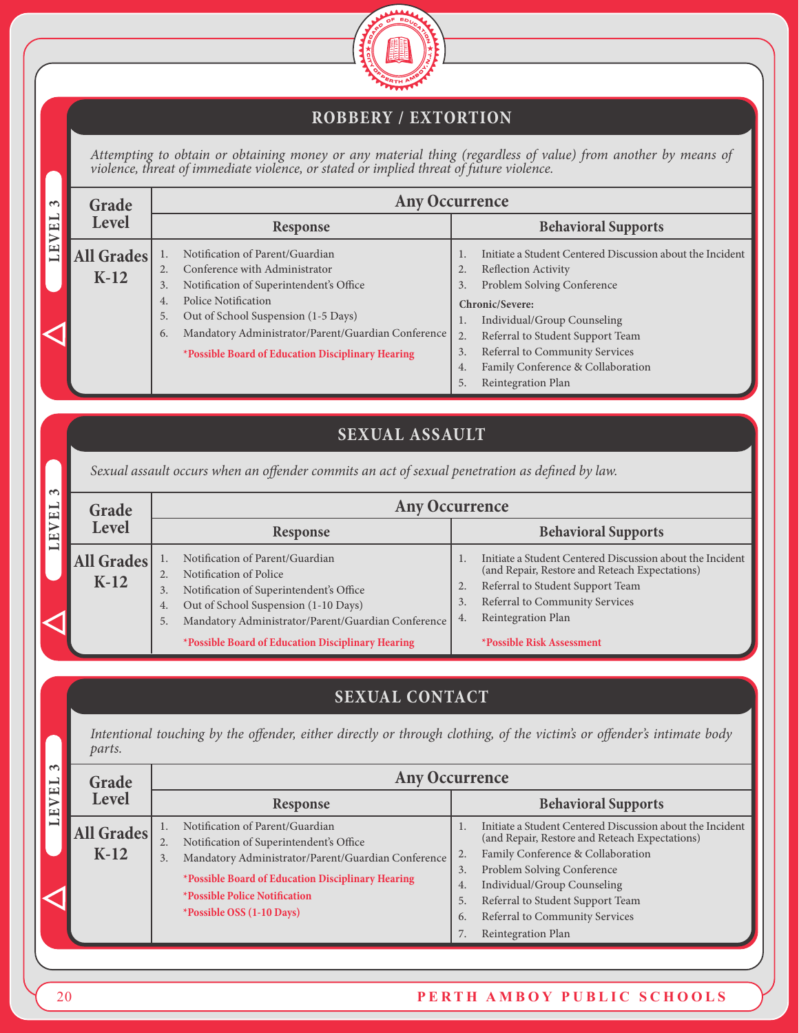## ROBBERY / EXTORTION

LEVEL 3

*Attempting to obtain or obtaining money or any material thing (regardless of value) from another by means of violence, threat of immediate violence, or stated or implied threat of future violence.*

| Grade Level | Any Occurrence | |
|---|---|---|
| | Response | Behavioral Supports |
| All Grades K-12 | 1. Notification of Parent/Guardian<br>2. Conference with Administrator<br>3. Notification of Superintendent's Office<br>4. Police Notification<br>5. Out of School Suspension (1-5 Days)<br>6. Mandatory Administrator/Parent/Guardian Conference<br>*Possible Board of Education Disciplinary Hearing | 1. Initiate a Student Centered Discussion about the Incident<br>2. Reflection Activity<br>3. Problem Solving Conference<br>**Chronic/Severe:**<br>1. Individual/Group Counseling<br>2. Referral to Student Support Team<br>3. Referral to Community Services<br>4. Family Conference & Collaboration<br>5. Reintegration Plan |

## SEXUAL ASSAULT

LEVEL 3

*Sexual assault occurs when an offender commits an act of sexual penetration as defined by law.*

| Grade Level | Any Occurrence | |
|---|---|---|
| | Response | Behavioral Supports |
| All Grades K-12 | 1. Notification of Parent/Guardian<br>2. Notification of Police<br>3. Notification of Superintendent's Office<br>4. Out of School Suspension (1-10 Days)<br>5. Mandatory Administrator/Parent/Guardian Conference<br>*Possible Board of Education Disciplinary Hearing | 1. Initiate a Student Centered Discussion about the Incident (and Repair, Restore and Reteach Expectations)<br>2. Referral to Student Support Team<br>3. Referral to Community Services<br>4. Reintegration Plan<br>*Possible Risk Assessment |

## SEXUAL CONTACT

LEVEL 3

*Intentional touching by the offender, either directly or through clothing, of the victim's or offender's intimate body parts.*

| Grade Level | Any Occurrence | |
|---|---|---|
| | Response | Behavioral Supports |
| All Grades K-12 | 1. Notification of Parent/Guardian<br>2. Notification of Superintendent's Office<br>3. Mandatory Administrator/Parent/Guardian Conference<br>*Possible Board of Education Disciplinary Hearing<br>*Possible Police Notification<br>*Possible OSS (1-10 Days) | 1. Initiate a Student Centered Discussion about the Incident (and Repair, Restore and Reteach Expectations)<br>2. Family Conference & Collaboration<br>3. Problem Solving Conference<br>4. Individual/Group Counseling<br>5. Referral to Student Support Team<br>6. Referral to Community Services<br>7. Reintegration Plan |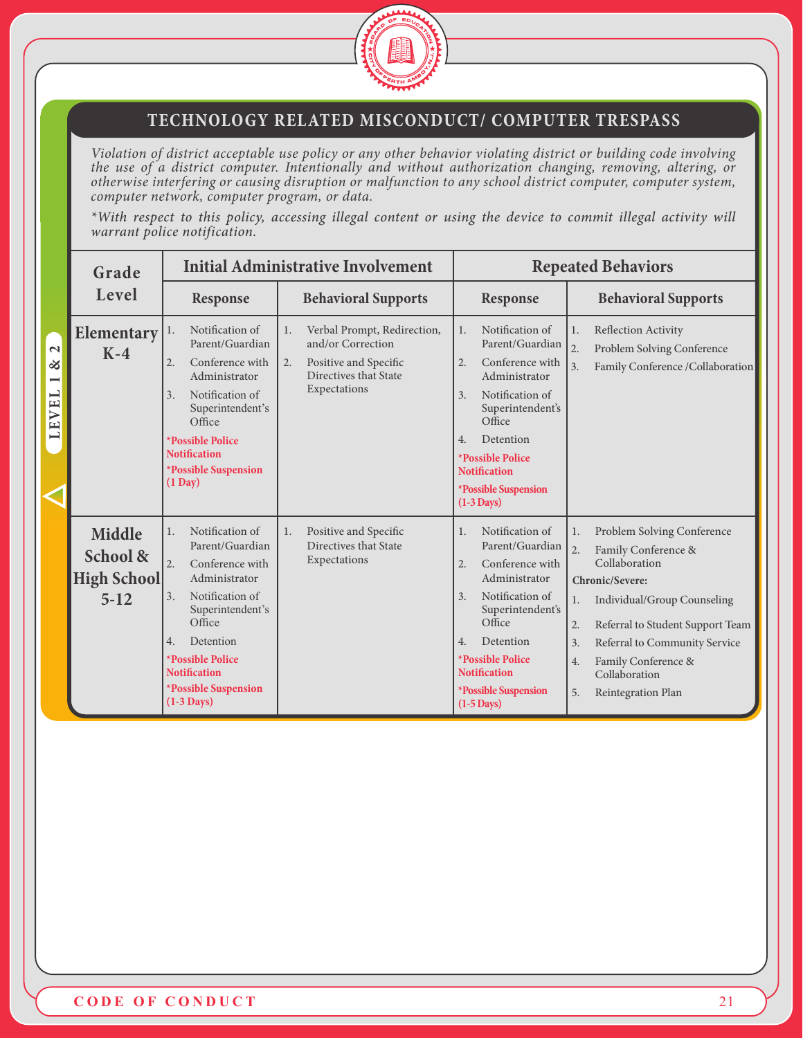LEVEL 1 & 2

## TECHNOLOGY RELATED MISCONDUCT/ COMPUTER TRESPASS

*Violation of district acceptable use policy or any other behavior violating district or building code involving the use of a district computer. Intentionally and without authorization changing, removing, altering, or otherwise interfering or causing disruption or malfunction to any school district computer, computer system, computer network, computer program, or data.*

*\*With respect to this policy, accessing illegal content or using the device to commit illegal activity will warrant police notification.*

| Grade Level | Initial Administrative Involvement | | Repeated Behaviors | |
|---|---|---|---|---|
| | **Response** | **Behavioral Supports** | **Response** | **Behavioral Supports** |
| **Elementary K-4** | 1. Notification of Parent/Guardian<br>2. Conference with Administrator<br>3. Notification of Superintendent's Office<br>**\*Possible Police Notification**<br>**\*Possible Suspension (1 Day)** | 1. Verbal Prompt, Redirection, and/or Correction<br>2. Positive and Specific Directives that State Expectations | 1. Notification of Parent/Guardian<br>2. Conference with Administrator<br>3. Notification of Superintendent's Office<br>4. Detention<br>**\*Possible Police Notification**<br>**\*Possible Suspension (1-3 Days)** | 1. Reflection Activity<br>2. Problem Solving Conference<br>3. Family Conference /Collaboration |
| **Middle School & High School 5-12** | 1. Notification of Parent/Guardian<br>2. Conference with Administrator<br>3. Notification of Superintendent's Office<br>4. Detention<br>**\*Possible Police Notification**<br>**\*Possible Suspension (1-3 Days)** | 1. Positive and Specific Directives that State Expectations | 1. Notification of Parent/Guardian<br>2. Conference with Administrator<br>3. Notification of Superintendent's Office<br>4. Detention<br>**\*Possible Police Notification**<br>**\*Possible Suspension (1-5 Days)** | 1. Problem Solving Conference<br>2. Family Conference & Collaboration<br>**Chronic/Severe:**<br>1. Individual/Group Counseling<br>2. Referral to Student Support Team<br>3. Referral to Community Service<br>4. Family Conference & Collaboration<br>5. Reintegration Plan |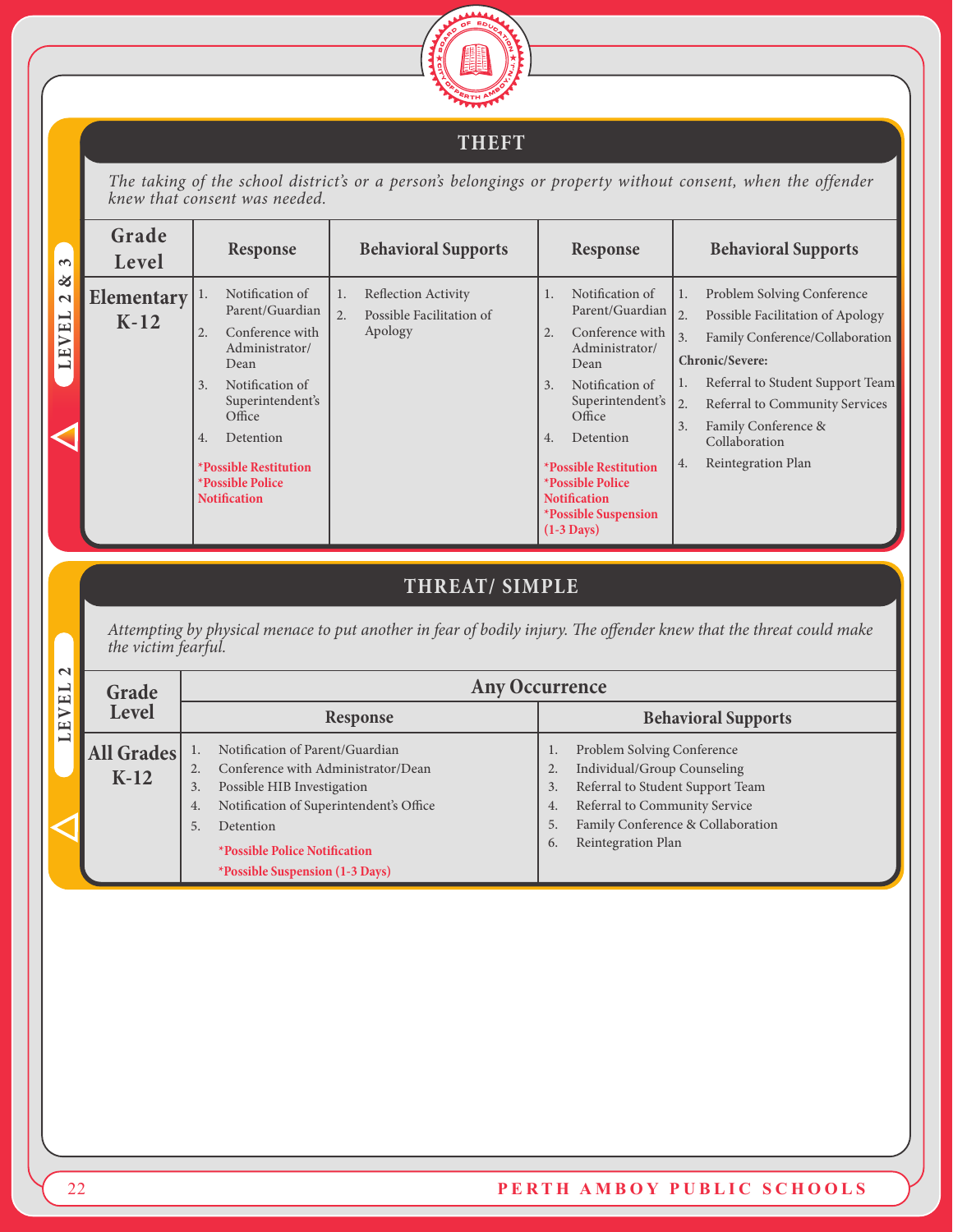## THEFT

LEVEL 2 & 3

*The taking of the school district's or a person's belongings or property without consent, when the offender knew that consent was needed.*

| Grade Level | Response | Behavioral Supports | Response | Behavioral Supports |
|---|---|---|---|---|
| Elementary K-12 | 1. Notification of Parent/Guardian<br>2. Conference with Administrator/ Dean<br>3. Notification of Superintendent's Office<br>4. Detention<br>**\*Possible Restitution**<br>**\*Possible Police Notification** | 1. Reflection Activity<br>2. Possible Facilitation of Apology | 1. Notification of Parent/Guardian<br>2. Conference with Administrator/ Dean<br>3. Notification of Superintendent's Office<br>4. Detention<br>**\*Possible Restitution**<br>**\*Possible Police Notification**<br>**\*Possible Suspension (1-3 Days)** | 1. Problem Solving Conference<br>2. Possible Facilitation of Apology<br>3. Family Conference/Collaboration<br>**Chronic/Severe:**<br>1. Referral to Student Support Team<br>2. Referral to Community Services<br>3. Family Conference & Collaboration<br>4. Reintegration Plan |

## THREAT/ SIMPLE

LEVEL 2

*Attempting by physical menace to put another in fear of bodily injury. The offender knew that the threat could make the victim fearful.*

| Grade Level | Any Occurrence | |
|---|---|---|
| | Response | Behavioral Supports |
| All Grades K-12 | 1. Notification of Parent/Guardian<br>2. Conference with Administrator/Dean<br>3. Possible HIB Investigation<br>4. Notification of Superintendent's Office<br>5. Detention<br>**\*Possible Police Notification**<br>**\*Possible Suspension (1-3 Days)** | 1. Problem Solving Conference<br>2. Individual/Group Counseling<br>3. Referral to Student Support Team<br>4. Referral to Community Service<br>5. Family Conference & Collaboration<br>6. Reintegration Plan |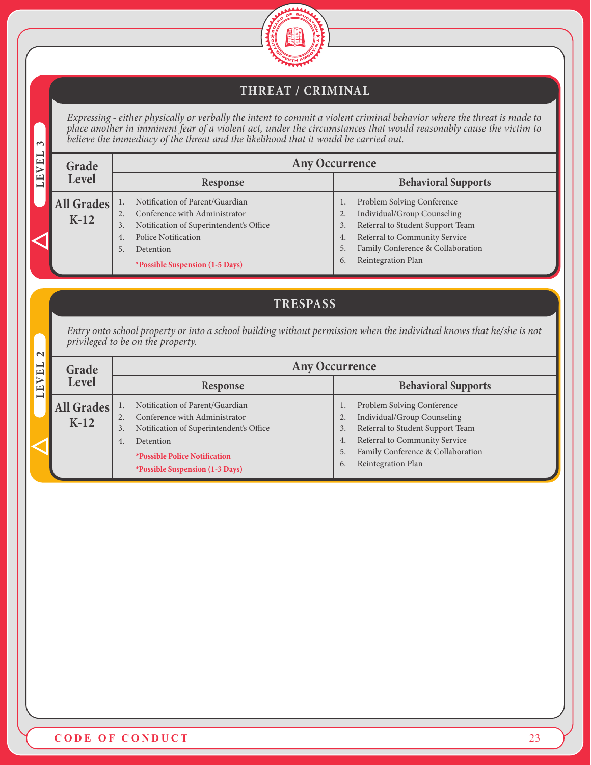## THREAT / CRIMINAL

**LEVEL 3**

*Expressing - either physically or verbally the intent to commit a violent criminal behavior where the threat is made to place another in imminent fear of a violent act, under the circumstances that would reasonably cause the victim to believe the immediacy of the threat and the likelihood that it would be carried out.*

| Grade Level | Any Occurrence | |
|---|---|---|
| | **Response** | **Behavioral Supports** |
| **All Grades K-12** | 1. Notification of Parent/Guardian<br>2. Conference with Administrator<br>3. Notification of Superintendent's Office<br>4. Police Notification<br>5. Detention<br>**\*Possible Suspension (1-5 Days)** | 1. Problem Solving Conference<br>2. Individual/Group Counseling<br>3. Referral to Student Support Team<br>4. Referral to Community Service<br>5. Family Conference & Collaboration<br>6. Reintegration Plan |

## TRESPASS

**LEVEL 2**

*Entry onto school property or into a school building without permission when the individual knows that he/she is not privileged to be on the property.*

| Grade Level | Any Occurrence | |
|---|---|---|
| | **Response** | **Behavioral Supports** |
| **All Grades K-12** | 1. Notification of Parent/Guardian<br>2. Conference with Administrator<br>3. Notification of Superintendent's Office<br>4. Detention<br>**\*Possible Police Notification**<br>**\*Possible Suspension (1-3 Days)** | 1. Problem Solving Conference<br>2. Individual/Group Counseling<br>3. Referral to Student Support Team<br>4. Referral to Community Service<br>5. Family Conference & Collaboration<br>6. Reintegration Plan |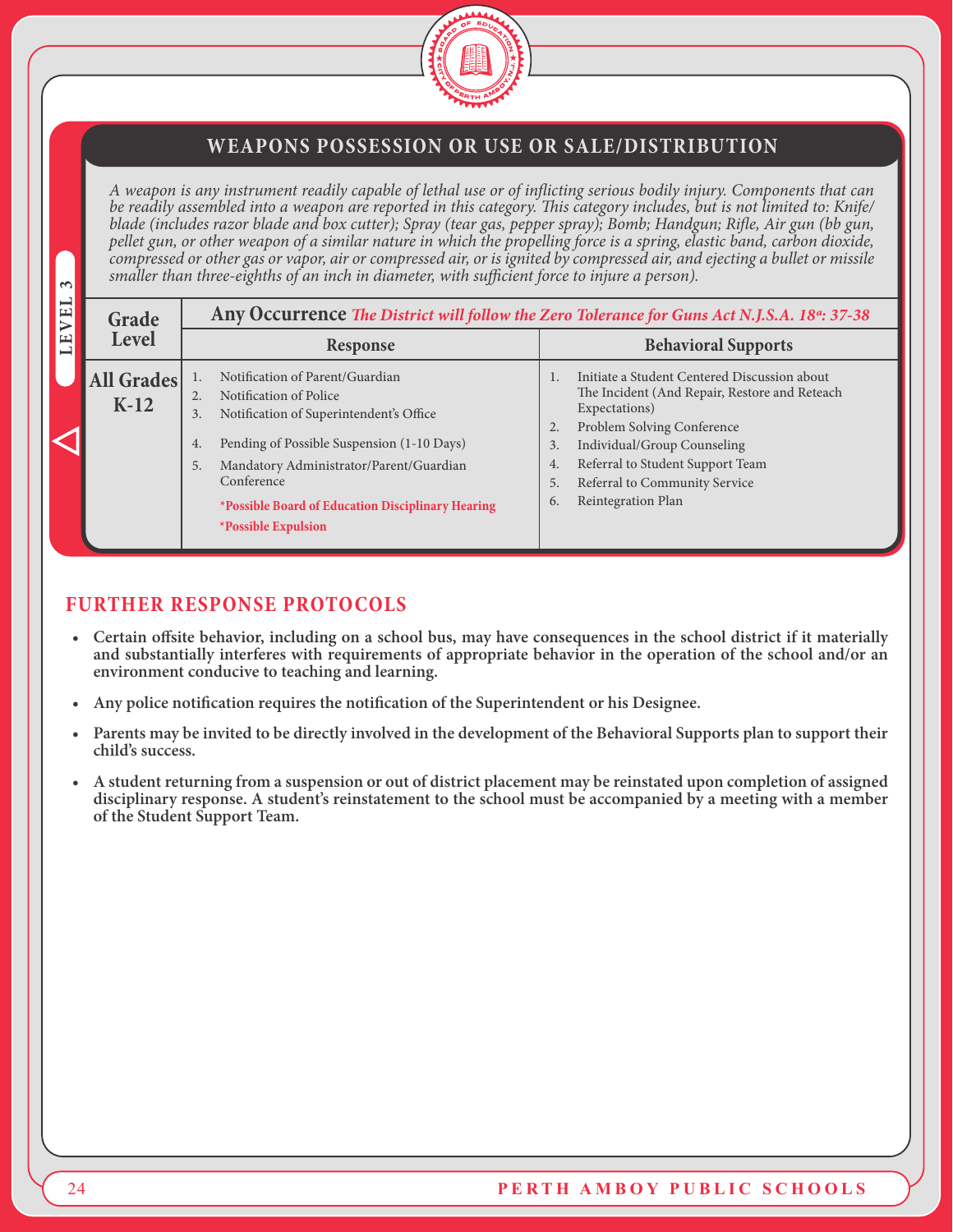## WEAPONS POSSESSION OR USE OR SALE/DISTRIBUTION

*A weapon is any instrument readily capable of lethal use or of inflicting serious bodily injury. Components that can be readily assembled into a weapon are reported in this category. This category includes, but is not limited to: Knife/blade (includes razor blade and box cutter); Spray (tear gas, pepper spray); Bomb; Handgun; Rifle, Air gun (bb gun, pellet gun, or other weapon of a similar nature in which the propelling force is a spring, elastic band, carbon dioxide, compressed or other gas or vapor, air or compressed air, or is ignited by compressed air, and ejecting a bullet or missile smaller than three-eighths of an inch in diameter, with sufficient force to injure a person).*

LEVEL 3

| Grade Level | Any Occurrence *The District will follow the Zero Tolerance for Guns Act N.J.S.A. 18a: 37-38* | |
|---|---|---|
| | **Response** | **Behavioral Supports** |
| **All Grades K-12** | 1. Notification of Parent/Guardian<br>2. Notification of Police<br>3. Notification of Superintendent's Office<br>4. Pending of Possible Suspension (1-10 Days)<br>5. Mandatory Administrator/Parent/Guardian Conference<br>**\*Possible Board of Education Disciplinary Hearing**<br>**\*Possible Expulsion** | 1. Initiate a Student Centered Discussion about The Incident (And Repair, Restore and Reteach Expectations)<br>2. Problem Solving Conference<br>3. Individual/Group Counseling<br>4. Referral to Student Support Team<br>5. Referral to Community Service<br>6. Reintegration Plan |

## FURTHER RESPONSE PROTOCOLS

- **Certain offsite behavior, including on a school bus, may have consequences in the school district if it materially and substantially interferes with requirements of appropriate behavior in the operation of the school and/or an environment conducive to teaching and learning.**
- **Any police notification requires the notification of the Superintendent or his Designee.**
- **Parents may be invited to be directly involved in the development of the Behavioral Supports plan to support their child's success.**
- **A student returning from a suspension or out of district placement may be reinstated upon completion of assigned disciplinary response. A student's reinstatement to the school must be accompanied by a meeting with a member of the Student Support Team.**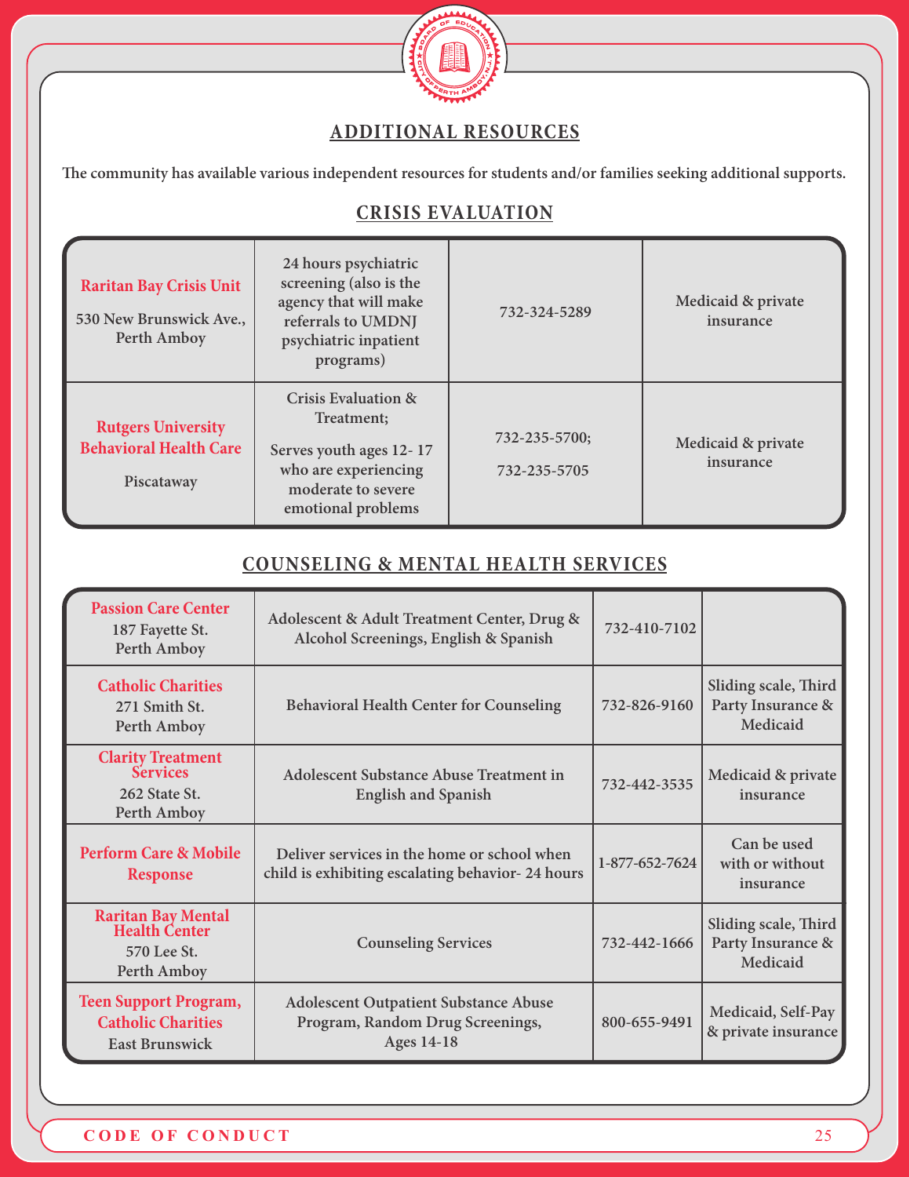## ADDITIONAL RESOURCES

**The community has available various independent resources for students and/or families seeking additional supports.**

### CRISIS EVALUATION

| | | | |
|---|---|---|---|
| **Raritan Bay Crisis Unit**<br>530 New Brunswick Ave., Perth Amboy | 24 hours psychiatric screening (also is the agency that will make referrals to UMDNJ psychiatric inpatient programs) | 732-324-5289 | Medicaid & private insurance |
| **Rutgers University Behavioral Health Care**<br>Piscataway | Crisis Evaluation & Treatment;<br>Serves youth ages 12- 17 who are experiencing moderate to severe emotional problems | 732-235-5700;<br>732-235-5705 | Medicaid & private insurance |

### COUNSELING & MENTAL HEALTH SERVICES

| | | | |
|---|---|---|---|
| **Passion Care Center**<br>187 Fayette St.<br>Perth Amboy | Adolescent & Adult Treatment Center, Drug & Alcohol Screenings, English & Spanish | 732-410-7102 | |
| **Catholic Charities**<br>271 Smith St.<br>Perth Amboy | Behavioral Health Center for Counseling | 732-826-9160 | Sliding scale, Third Party Insurance & Medicaid |
| **Clarity Treatment Services**<br>262 State St.<br>Perth Amboy | Adolescent Substance Abuse Treatment in English and Spanish | 732-442-3535 | Medicaid & private insurance |
| **Perform Care & Mobile Response** | Deliver services in the home or school when child is exhibiting escalating behavior- 24 hours | 1-877-652-7624 | Can be used with or without insurance |
| **Raritan Bay Mental Health Center**<br>570 Lee St.<br>Perth Amboy | Counseling Services | 732-442-1666 | Sliding scale, Third Party Insurance & Medicaid |
| **Teen Support Program, Catholic Charities**<br>East Brunswick | Adolescent Outpatient Substance Abuse Program, Random Drug Screenings, Ages 14-18 | 800-655-9491 | Medicaid, Self-Pay & private insurance |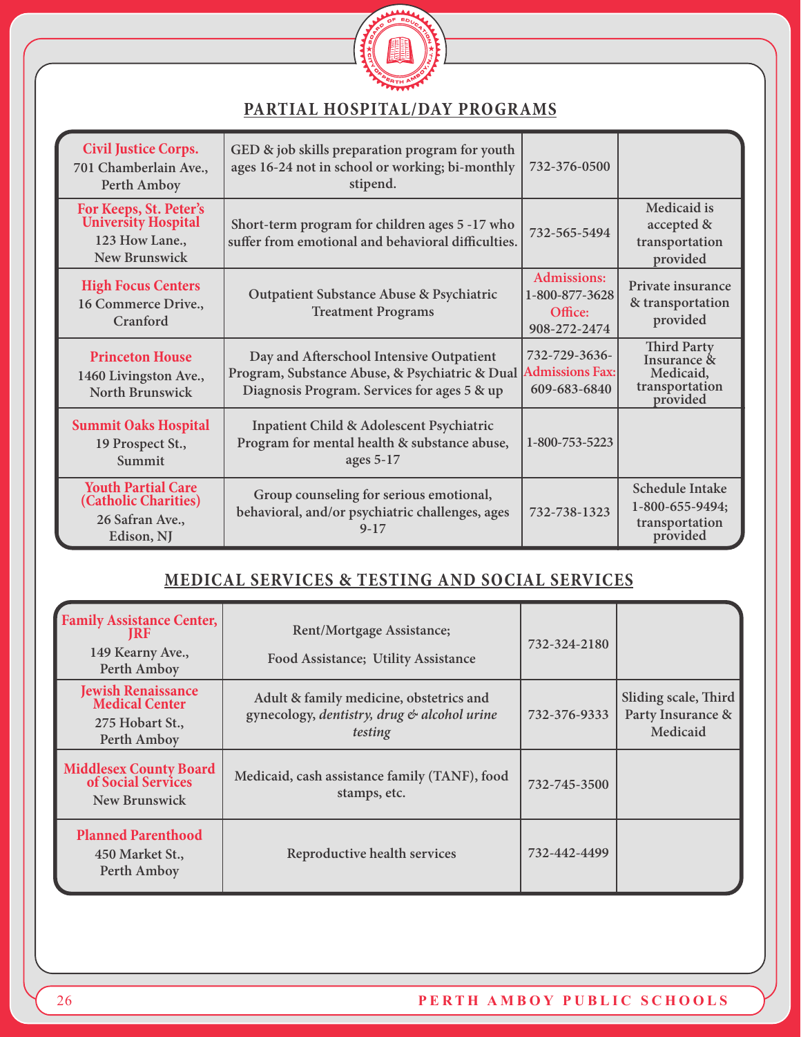## PARTIAL HOSPITAL/DAY PROGRAMS

| | | | |
|---|---|---|---|
| **Civil Justice Corps.** 701 Chamberlain Ave., Perth Amboy | GED & job skills preparation program for youth ages 16-24 not in school or working; bi-monthly stipend. | 732-376-0500 | |
| **For Keeps, St. Peter's University Hospital** 123 How Lane., New Brunswick | Short-term program for children ages 5 -17 who suffer from emotional and behavioral difficulties. | 732-565-5494 | Medicaid is accepted & transportation provided |
| **High Focus Centers** 16 Commerce Drive., Cranford | Outpatient Substance Abuse & Psychiatric Treatment Programs | Admissions: 1-800-877-3628 Office: 908-272-2474 | Private insurance & transportation provided |
| **Princeton House** 1460 Livingston Ave., North Brunswick | Day and Afterschool Intensive Outpatient Program, Substance Abuse, & Psychiatric & Dual Diagnosis Program. Services for ages 5 & up | 732-729-3636- Admissions Fax: 609-683-6840 | Third Party Insurance & Medicaid, transportation provided |
| **Summit Oaks Hospital** 19 Prospect St., Summit | Inpatient Child & Adolescent Psychiatric Program for mental health & substance abuse, ages 5-17 | 1-800-753-5223 | |
| **Youth Partial Care (Catholic Charities)** 26 Safran Ave., Edison, NJ | Group counseling for serious emotional, behavioral, and/or psychiatric challenges, ages 9-17 | 732-738-1323 | Schedule Intake 1-800-655-9494; transportation provided |

## MEDICAL SERVICES & TESTING AND SOCIAL SERVICES

| | | | |
|---|---|---|---|
| **Family Assistance Center, JRF** 149 Kearny Ave., Perth Amboy | Rent/Mortgage Assistance; Food Assistance; Utility Assistance | 732-324-2180 | |
| **Jewish Renaissance Medical Center** 275 Hobart St., Perth Amboy | Adult & family medicine, obstetrics and gynecology, *dentistry, drug & alcohol urine testing* | 732-376-9333 | Sliding scale, Third Party Insurance & Medicaid |
| **Middlesex County Board of Social Services** New Brunswick | Medicaid, cash assistance family (TANF), food stamps, etc. | 732-745-3500 | |
| **Planned Parenthood** 450 Market St., Perth Amboy | Reproductive health services | 732-442-4499 | |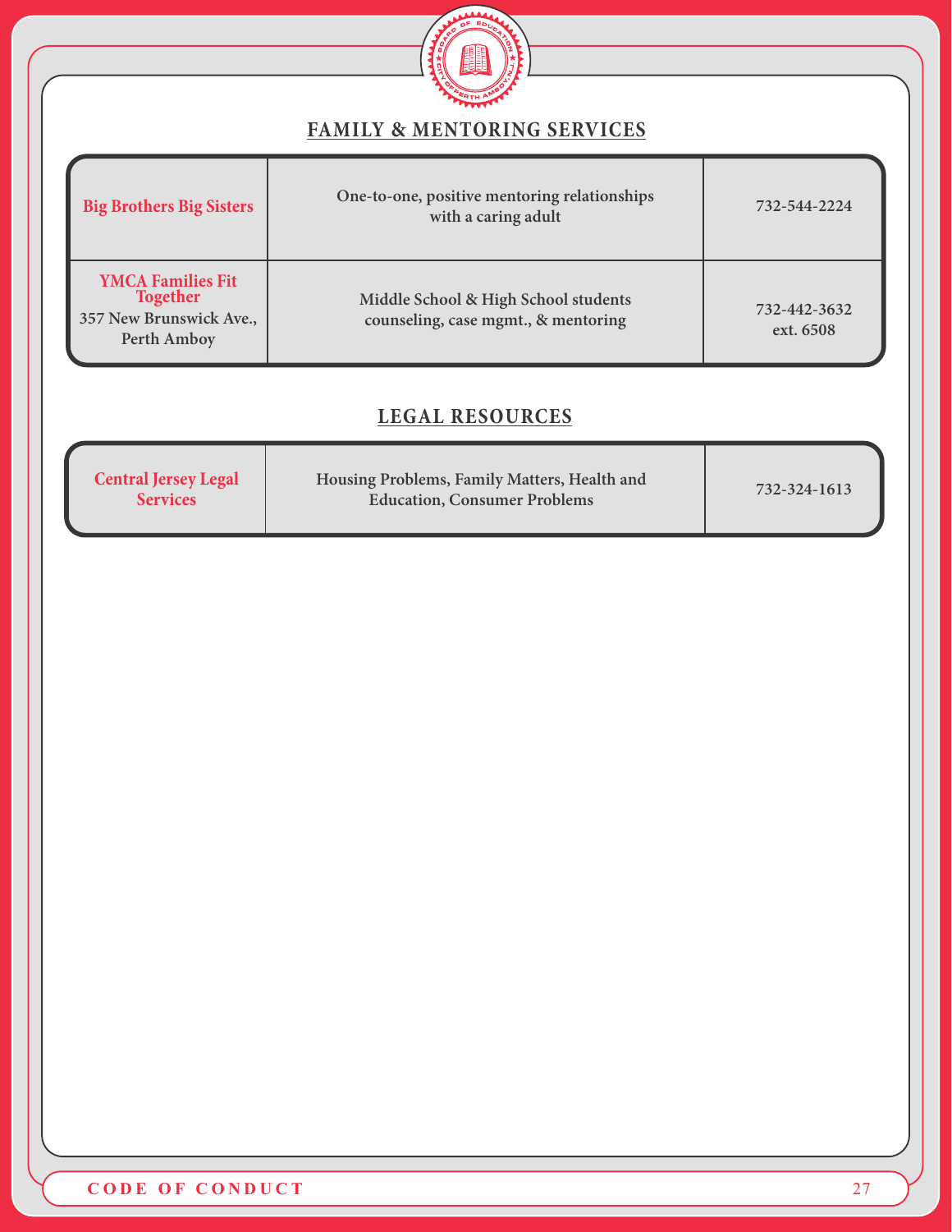## FAMILY & MENTORING SERVICES

| | | |
|---|---|---|
| **Big Brothers Big Sisters** | One-to-one, positive mentoring relationships with a caring adult | 732-544-2224 |
| **YMCA Families Fit Together** 357 New Brunswick Ave., Perth Amboy | Middle School & High School students counseling, case mgmt., & mentoring | 732-442-3632 ext. 6508 |

## LEGAL RESOURCES

| | | |
|---|---|---|
| **Central Jersey Legal Services** | Housing Problems, Family Matters, Health and Education, Consumer Problems | 732-324-1613 |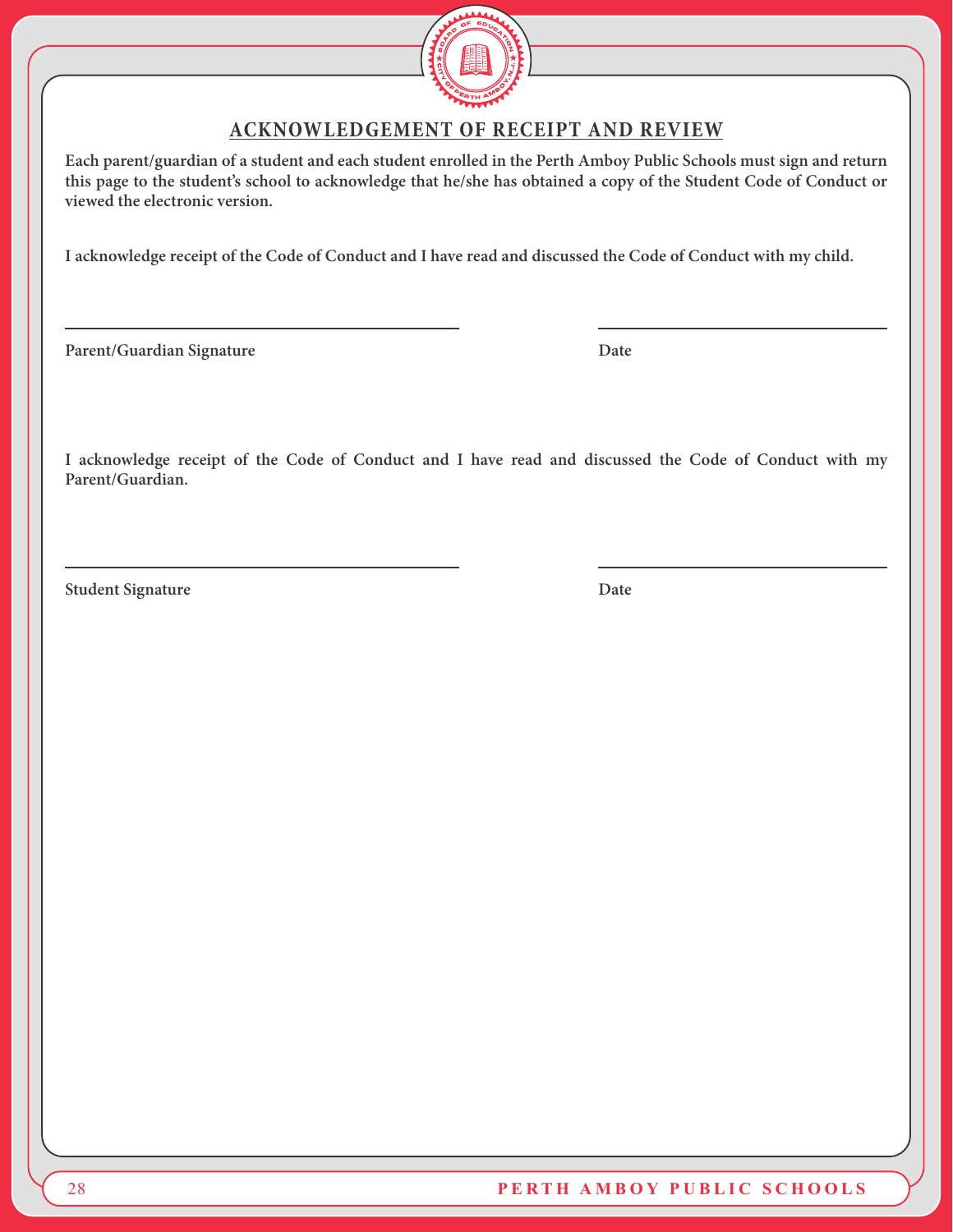## ACKNOWLEDGEMENT OF RECEIPT AND REVIEW

**Each parent/guardian of a student and each student enrolled in the Perth Amboy Public Schools must sign and return this page to the student's school to acknowledge that he/she has obtained a copy of the Student Code of Conduct or viewed the electronic version.**

**I acknowledge receipt of the Code of Conduct and I have read and discussed the Code of Conduct with my child.**

\_\_\_\_\_\_\_\_\_\_\_\_\_\_\_\_\_\_\_\_\_\_\_\_\_\_\_\_\_\_\_\_\_\_\_\_\_\_\_\_ \_\_\_\_\_\_\_\_\_\_\_\_\_\_\_\_\_\_\_\_\_\_\_\_\_\_\_\_

**Parent/Guardian Signature** **Date**

**I acknowledge receipt of the Code of Conduct and I have read and discussed the Code of Conduct with my Parent/Guardian.**

\_\_\_\_\_\_\_\_\_\_\_\_\_\_\_\_\_\_\_\_\_\_\_\_\_\_\_\_\_\_\_\_\_\_\_\_\_\_\_\_ \_\_\_\_\_\_\_\_\_\_\_\_\_\_\_\_\_\_\_\_\_\_\_\_\_\_\_\_

**Student Signature** **Date**